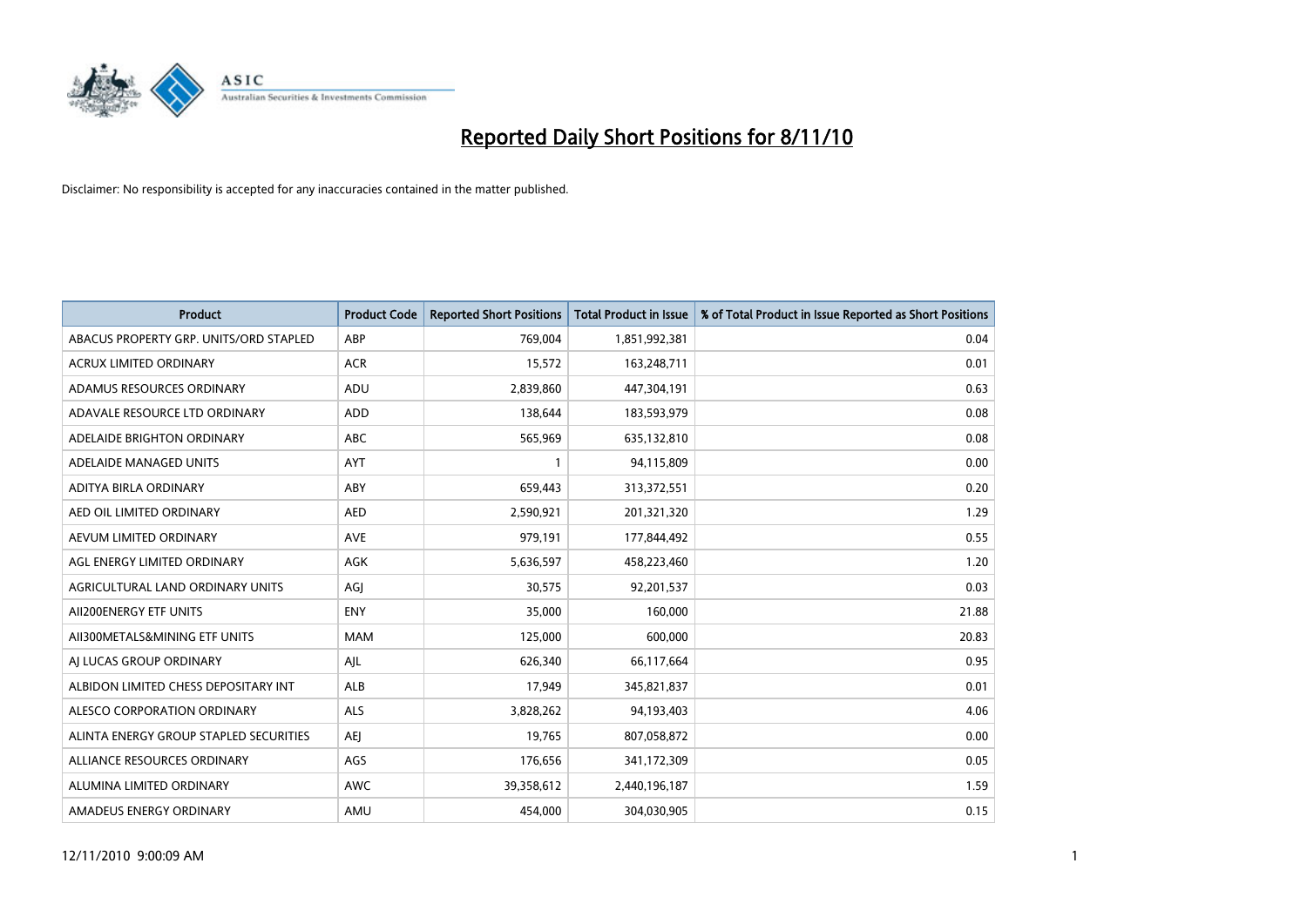# Reported Daily Short Positions for 8/11/10

Disclaimer: No responsibility is accepted for any inaccuracies contained in the matter published.

| Product | Product Code | Reported Short Positions | Total Product in Issue | % of Total Product in Issue Reported as Short Positions |
|---|---|---|---|---|
| ABACUS PROPERTY GRP. UNITS/ORD STAPLED | ABP | 769,004 | 1,851,992,381 | 0.04 |
| ACRUX LIMITED ORDINARY | ACR | 15,572 | 163,248,711 | 0.01 |
| ADAMUS RESOURCES ORDINARY | ADU | 2,839,860 | 447,304,191 | 0.63 |
| ADAVALE RESOURCE LTD ORDINARY | ADD | 138,644 | 183,593,979 | 0.08 |
| ADELAIDE BRIGHTON ORDINARY | ABC | 565,969 | 635,132,810 | 0.08 |
| ADELAIDE MANAGED UNITS | AYT | 1 | 94,115,809 | 0.00 |
| ADITYA BIRLA ORDINARY | ABY | 659,443 | 313,372,551 | 0.20 |
| AED OIL LIMITED ORDINARY | AED | 2,590,921 | 201,321,320 | 1.29 |
| AEVUM LIMITED ORDINARY | AVE | 979,191 | 177,844,492 | 0.55 |
| AGL ENERGY LIMITED ORDINARY | AGK | 5,636,597 | 458,223,460 | 1.20 |
| AGRICULTURAL LAND ORDINARY UNITS | AGJ | 30,575 | 92,201,537 | 0.03 |
| AII200ENERGY ETF UNITS | ENY | 35,000 | 160,000 | 21.88 |
| AII300METALS&MINING ETF UNITS | MAM | 125,000 | 600,000 | 20.83 |
| AJ LUCAS GROUP ORDINARY | AJL | 626,340 | 66,117,664 | 0.95 |
| ALBIDON LIMITED CHESS DEPOSITARY INT | ALB | 17,949 | 345,821,837 | 0.01 |
| ALESCO CORPORATION ORDINARY | ALS | 3,828,262 | 94,193,403 | 4.06 |
| ALINTA ENERGY GROUP STAPLED SECURITIES | AEJ | 19,765 | 807,058,872 | 0.00 |
| ALLIANCE RESOURCES ORDINARY | AGS | 176,656 | 341,172,309 | 0.05 |
| ALUMINA LIMITED ORDINARY | AWC | 39,358,612 | 2,440,196,187 | 1.59 |
| AMADEUS ENERGY ORDINARY | AMU | 454,000 | 304,030,905 | 0.15 |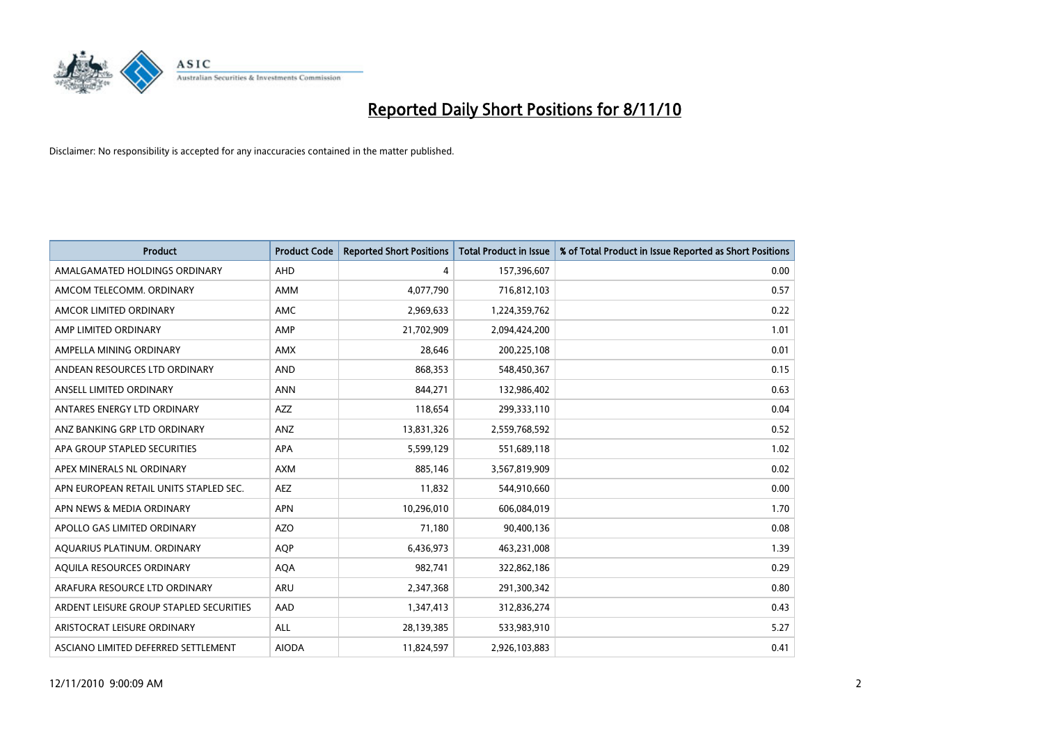# Reported Daily Short Positions for 8/11/10

Disclaimer: No responsibility is accepted for any inaccuracies contained in the matter published.

| Product | Product Code | Reported Short Positions | Total Product in Issue | % of Total Product in Issue Reported as Short Positions |
|---|---|---|---|---|
| AMALGAMATED HOLDINGS ORDINARY | AHD | 4 | 157,396,607 | 0.00 |
| AMCOM TELECOMM. ORDINARY | AMM | 4,077,790 | 716,812,103 | 0.57 |
| AMCOR LIMITED ORDINARY | AMC | 2,969,633 | 1,224,359,762 | 0.22 |
| AMP LIMITED ORDINARY | AMP | 21,702,909 | 2,094,424,200 | 1.01 |
| AMPELLA MINING ORDINARY | AMX | 28,646 | 200,225,108 | 0.01 |
| ANDEAN RESOURCES LTD ORDINARY | AND | 868,353 | 548,450,367 | 0.15 |
| ANSELL LIMITED ORDINARY | ANN | 844,271 | 132,986,402 | 0.63 |
| ANTARES ENERGY LTD ORDINARY | AZZ | 118,654 | 299,333,110 | 0.04 |
| ANZ BANKING GRP LTD ORDINARY | ANZ | 13,831,326 | 2,559,768,592 | 0.52 |
| APA GROUP STAPLED SECURITIES | APA | 5,599,129 | 551,689,118 | 1.02 |
| APEX MINERALS NL ORDINARY | AXM | 885,146 | 3,567,819,909 | 0.02 |
| APN EUROPEAN RETAIL UNITS STAPLED SEC. | AEZ | 11,832 | 544,910,660 | 0.00 |
| APN NEWS & MEDIA ORDINARY | APN | 10,296,010 | 606,084,019 | 1.70 |
| APOLLO GAS LIMITED ORDINARY | AZO | 71,180 | 90,400,136 | 0.08 |
| AQUARIUS PLATINUM. ORDINARY | AQP | 6,436,973 | 463,231,008 | 1.39 |
| AQUILA RESOURCES ORDINARY | AQA | 982,741 | 322,862,186 | 0.29 |
| ARAFURA RESOURCE LTD ORDINARY | ARU | 2,347,368 | 291,300,342 | 0.80 |
| ARDENT LEISURE GROUP STAPLED SECURITIES | AAD | 1,347,413 | 312,836,274 | 0.43 |
| ARISTOCRAT LEISURE ORDINARY | ALL | 28,139,385 | 533,983,910 | 5.27 |
| ASCIANO LIMITED DEFERRED SETTLEMENT | AIODA | 11,824,597 | 2,926,103,883 | 0.41 |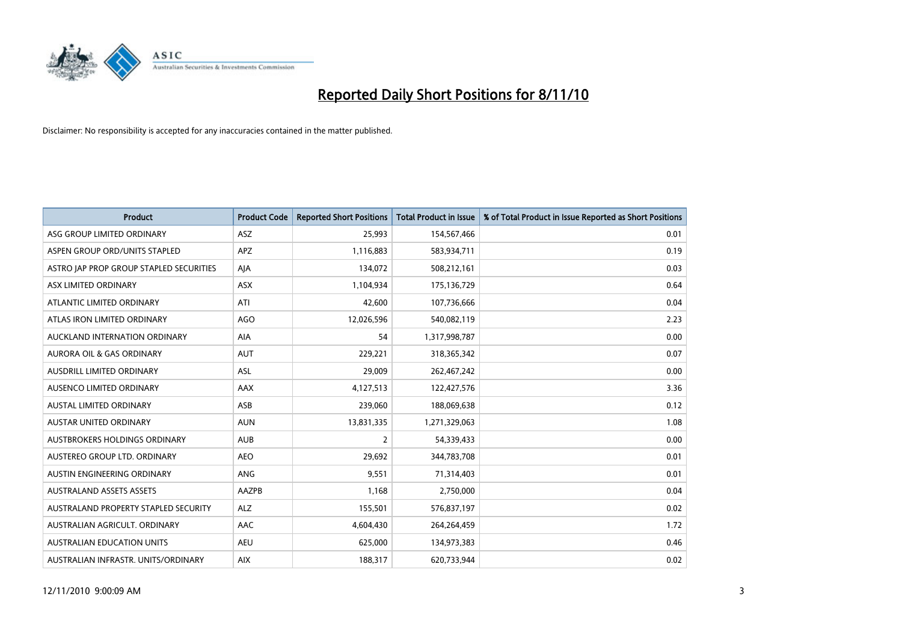# Reported Daily Short Positions for 8/11/10

Disclaimer: No responsibility is accepted for any inaccuracies contained in the matter published.

| Product | Product Code | Reported Short Positions | Total Product in Issue | % of Total Product in Issue Reported as Short Positions |
|---|---|---|---|---|
| ASG GROUP LIMITED ORDINARY | ASZ | 25,993 | 154,567,466 | 0.01 |
| ASPEN GROUP ORD/UNITS STAPLED | APZ | 1,116,883 | 583,934,711 | 0.19 |
| ASTRO JAP PROP GROUP STAPLED SECURITIES | AJA | 134,072 | 508,212,161 | 0.03 |
| ASX LIMITED ORDINARY | ASX | 1,104,934 | 175,136,729 | 0.64 |
| ATLANTIC LIMITED ORDINARY | ATI | 42,600 | 107,736,666 | 0.04 |
| ATLAS IRON LIMITED ORDINARY | AGO | 12,026,596 | 540,082,119 | 2.23 |
| AUCKLAND INTERNATION ORDINARY | AIA | 54 | 1,317,998,787 | 0.00 |
| AURORA OIL & GAS ORDINARY | AUT | 229,221 | 318,365,342 | 0.07 |
| AUSDRILL LIMITED ORDINARY | ASL | 29,009 | 262,467,242 | 0.00 |
| AUSENCO LIMITED ORDINARY | AAX | 4,127,513 | 122,427,576 | 3.36 |
| AUSTAL LIMITED ORDINARY | ASB | 239,060 | 188,069,638 | 0.12 |
| AUSTAR UNITED ORDINARY | AUN | 13,831,335 | 1,271,329,063 | 1.08 |
| AUSTBROKERS HOLDINGS ORDINARY | AUB | 2 | 54,339,433 | 0.00 |
| AUSTEREO GROUP LTD. ORDINARY | AEO | 29,692 | 344,783,708 | 0.01 |
| AUSTIN ENGINEERING ORDINARY | ANG | 9,551 | 71,314,403 | 0.01 |
| AUSTRALAND ASSETS ASSETS | AAZPB | 1,168 | 2,750,000 | 0.04 |
| AUSTRALAND PROPERTY STAPLED SECURITY | ALZ | 155,501 | 576,837,197 | 0.02 |
| AUSTRALIAN AGRICULT. ORDINARY | AAC | 4,604,430 | 264,264,459 | 1.72 |
| AUSTRALIAN EDUCATION UNITS | AEU | 625,000 | 134,973,383 | 0.46 |
| AUSTRALIAN INFRASTR. UNITS/ORDINARY | AIX | 188,317 | 620,733,944 | 0.02 |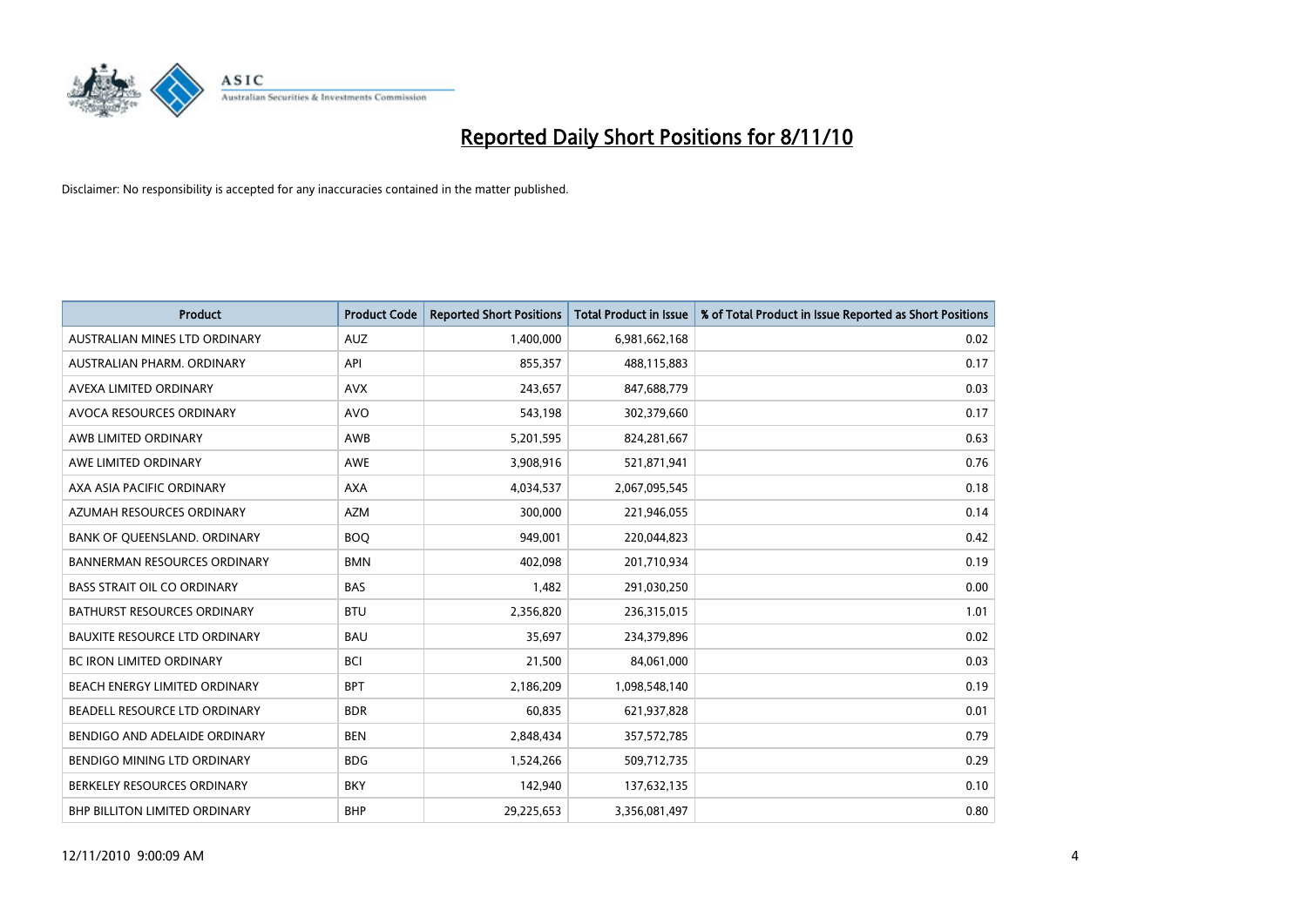# Reported Daily Short Positions for 8/11/10

Disclaimer: No responsibility is accepted for any inaccuracies contained in the matter published.

| Product | Product Code | Reported Short Positions | Total Product in Issue | % of Total Product in Issue Reported as Short Positions |
|---|---|---|---|---|
| AUSTRALIAN MINES LTD ORDINARY | AUZ | 1,400,000 | 6,981,662,168 | 0.02 |
| AUSTRALIAN PHARM. ORDINARY | API | 855,357 | 488,115,883 | 0.17 |
| AVEXA LIMITED ORDINARY | AVX | 243,657 | 847,688,779 | 0.03 |
| AVOCA RESOURCES ORDINARY | AVO | 543,198 | 302,379,660 | 0.17 |
| AWB LIMITED ORDINARY | AWB | 5,201,595 | 824,281,667 | 0.63 |
| AWE LIMITED ORDINARY | AWE | 3,908,916 | 521,871,941 | 0.76 |
| AXA ASIA PACIFIC ORDINARY | AXA | 4,034,537 | 2,067,095,545 | 0.18 |
| AZUMAH RESOURCES ORDINARY | AZM | 300,000 | 221,946,055 | 0.14 |
| BANK OF QUEENSLAND. ORDINARY | BOQ | 949,001 | 220,044,823 | 0.42 |
| BANNERMAN RESOURCES ORDINARY | BMN | 402,098 | 201,710,934 | 0.19 |
| BASS STRAIT OIL CO ORDINARY | BAS | 1,482 | 291,030,250 | 0.00 |
| BATHURST RESOURCES ORDINARY | BTU | 2,356,820 | 236,315,015 | 1.01 |
| BAUXITE RESOURCE LTD ORDINARY | BAU | 35,697 | 234,379,896 | 0.02 |
| BC IRON LIMITED ORDINARY | BCI | 21,500 | 84,061,000 | 0.03 |
| BEACH ENERGY LIMITED ORDINARY | BPT | 2,186,209 | 1,098,548,140 | 0.19 |
| BEADELL RESOURCE LTD ORDINARY | BDR | 60,835 | 621,937,828 | 0.01 |
| BENDIGO AND ADELAIDE ORDINARY | BEN | 2,848,434 | 357,572,785 | 0.79 |
| BENDIGO MINING LTD ORDINARY | BDG | 1,524,266 | 509,712,735 | 0.29 |
| BERKELEY RESOURCES ORDINARY | BKY | 142,940 | 137,632,135 | 0.10 |
| BHP BILLITON LIMITED ORDINARY | BHP | 29,225,653 | 3,356,081,497 | 0.80 |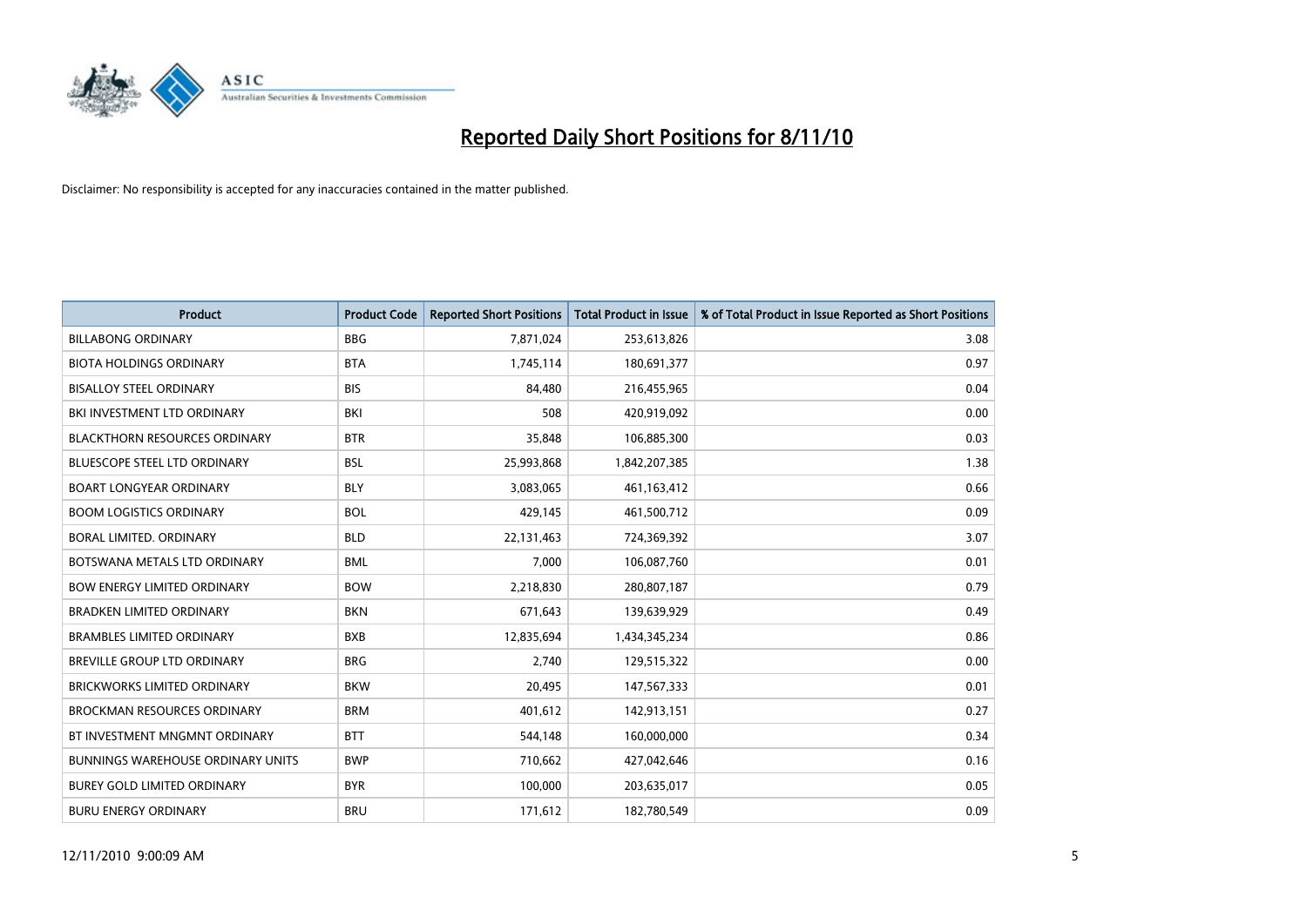# Reported Daily Short Positions for 8/11/10

Disclaimer: No responsibility is accepted for any inaccuracies contained in the matter published.

| Product | Product Code | Reported Short Positions | Total Product in Issue | % of Total Product in Issue Reported as Short Positions |
|---|---|---|---|---|
| BILLABONG ORDINARY | BBG | 7,871,024 | 253,613,826 | 3.08 |
| BIOTA HOLDINGS ORDINARY | BTA | 1,745,114 | 180,691,377 | 0.97 |
| BISALLOY STEEL ORDINARY | BIS | 84,480 | 216,455,965 | 0.04 |
| BKI INVESTMENT LTD ORDINARY | BKI | 508 | 420,919,092 | 0.00 |
| BLACKTHORN RESOURCES ORDINARY | BTR | 35,848 | 106,885,300 | 0.03 |
| BLUESCOPE STEEL LTD ORDINARY | BSL | 25,993,868 | 1,842,207,385 | 1.38 |
| BOART LONGYEAR ORDINARY | BLY | 3,083,065 | 461,163,412 | 0.66 |
| BOOM LOGISTICS ORDINARY | BOL | 429,145 | 461,500,712 | 0.09 |
| BORAL LIMITED. ORDINARY | BLD | 22,131,463 | 724,369,392 | 3.07 |
| BOTSWANA METALS LTD ORDINARY | BML | 7,000 | 106,087,760 | 0.01 |
| BOW ENERGY LIMITED ORDINARY | BOW | 2,218,830 | 280,807,187 | 0.79 |
| BRADKEN LIMITED ORDINARY | BKN | 671,643 | 139,639,929 | 0.49 |
| BRAMBLES LIMITED ORDINARY | BXB | 12,835,694 | 1,434,345,234 | 0.86 |
| BREVILLE GROUP LTD ORDINARY | BRG | 2,740 | 129,515,322 | 0.00 |
| BRICKWORKS LIMITED ORDINARY | BKW | 20,495 | 147,567,333 | 0.01 |
| BROCKMAN RESOURCES ORDINARY | BRM | 401,612 | 142,913,151 | 0.27 |
| BT INVESTMENT MNGMNT ORDINARY | BTT | 544,148 | 160,000,000 | 0.34 |
| BUNNINGS WAREHOUSE ORDINARY UNITS | BWP | 710,662 | 427,042,646 | 0.16 |
| BUREY GOLD LIMITED ORDINARY | BYR | 100,000 | 203,635,017 | 0.05 |
| BURU ENERGY ORDINARY | BRU | 171,612 | 182,780,549 | 0.09 |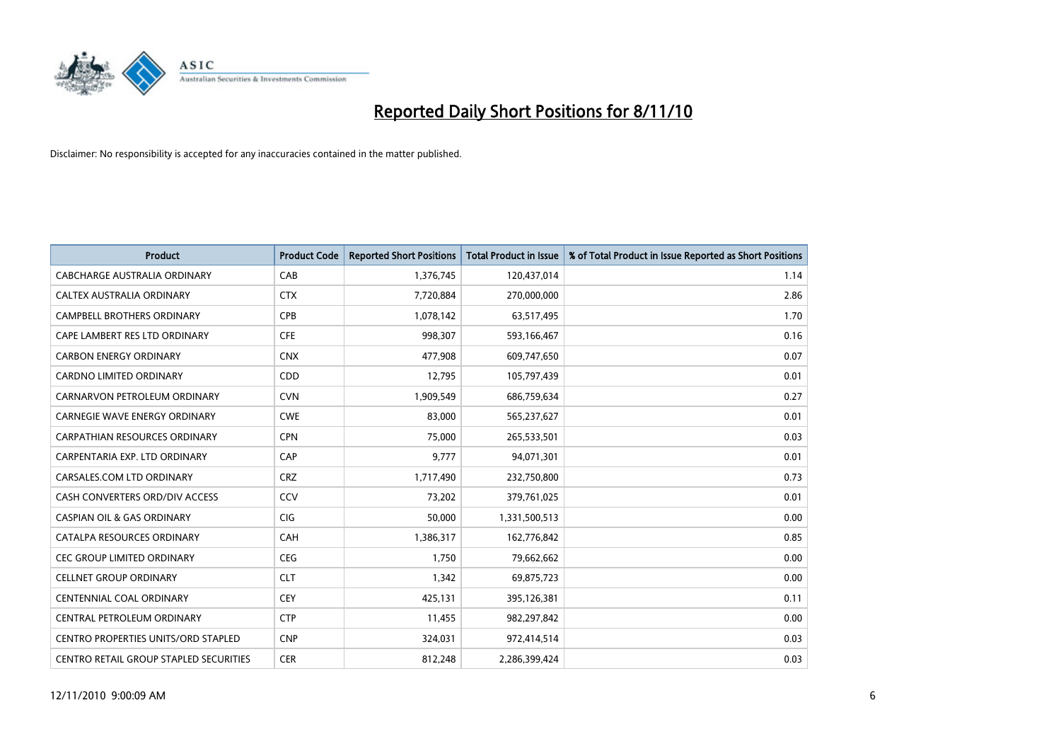# Reported Daily Short Positions for 8/11/10

Disclaimer: No responsibility is accepted for any inaccuracies contained in the matter published.

| Product | Product Code | Reported Short Positions | Total Product in Issue | % of Total Product in Issue Reported as Short Positions |
| --- | --- | --- | --- | --- |
| CABCHARGE AUSTRALIA ORDINARY | CAB | 1,376,745 | 120,437,014 | 1.14 |
| CALTEX AUSTRALIA ORDINARY | CTX | 7,720,884 | 270,000,000 | 2.86 |
| CAMPBELL BROTHERS ORDINARY | CPB | 1,078,142 | 63,517,495 | 1.70 |
| CAPE LAMBERT RES LTD ORDINARY | CFE | 998,307 | 593,166,467 | 0.16 |
| CARBON ENERGY ORDINARY | CNX | 477,908 | 609,747,650 | 0.07 |
| CARDNO LIMITED ORDINARY | CDD | 12,795 | 105,797,439 | 0.01 |
| CARNARVON PETROLEUM ORDINARY | CVN | 1,909,549 | 686,759,634 | 0.27 |
| CARNEGIE WAVE ENERGY ORDINARY | CWE | 83,000 | 565,237,627 | 0.01 |
| CARPATHIAN RESOURCES ORDINARY | CPN | 75,000 | 265,533,501 | 0.03 |
| CARPENTARIA EXP. LTD ORDINARY | CAP | 9,777 | 94,071,301 | 0.01 |
| CARSALES.COM LTD ORDINARY | CRZ | 1,717,490 | 232,750,800 | 0.73 |
| CASH CONVERTERS ORD/DIV ACCESS | CCV | 73,202 | 379,761,025 | 0.01 |
| CASPIAN OIL & GAS ORDINARY | CIG | 50,000 | 1,331,500,513 | 0.00 |
| CATALPA RESOURCES ORDINARY | CAH | 1,386,317 | 162,776,842 | 0.85 |
| CEC GROUP LIMITED ORDINARY | CEG | 1,750 | 79,662,662 | 0.00 |
| CELLNET GROUP ORDINARY | CLT | 1,342 | 69,875,723 | 0.00 |
| CENTENNIAL COAL ORDINARY | CEY | 425,131 | 395,126,381 | 0.11 |
| CENTRAL PETROLEUM ORDINARY | CTP | 11,455 | 982,297,842 | 0.00 |
| CENTRO PROPERTIES UNITS/ORD STAPLED | CNP | 324,031 | 972,414,514 | 0.03 |
| CENTRO RETAIL GROUP STAPLED SECURITIES | CER | 812,248 | 2,286,399,424 | 0.03 |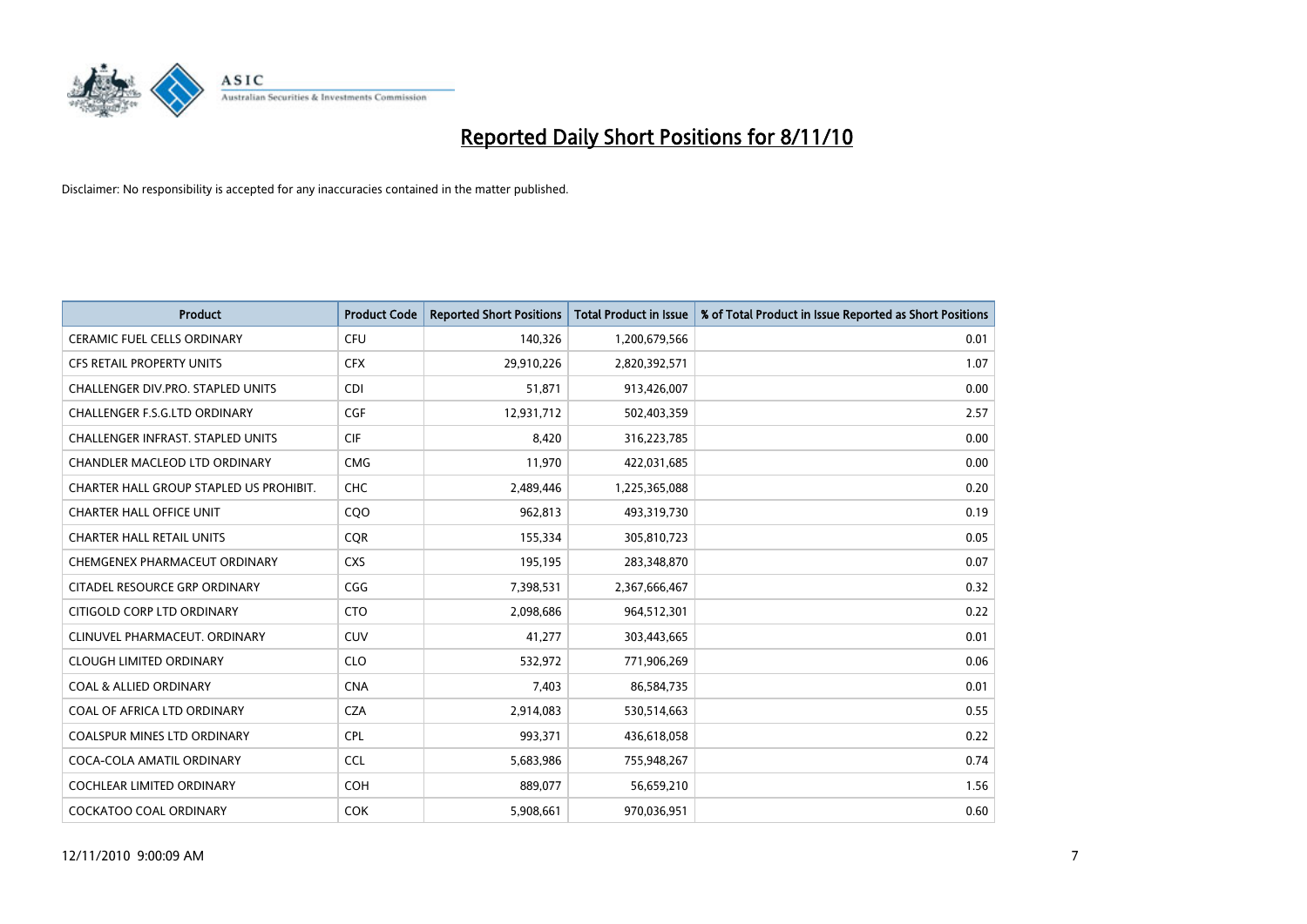# Reported Daily Short Positions for 8/11/10

Disclaimer: No responsibility is accepted for any inaccuracies contained in the matter published.

| Product | Product Code | Reported Short Positions | Total Product in Issue | % of Total Product in Issue Reported as Short Positions |
|---|---|---|---|---|
| CERAMIC FUEL CELLS ORDINARY | CFU | 140,326 | 1,200,679,566 | 0.01 |
| CFS RETAIL PROPERTY UNITS | CFX | 29,910,226 | 2,820,392,571 | 1.07 |
| CHALLENGER DIV.PRO. STAPLED UNITS | CDI | 51,871 | 913,426,007 | 0.00 |
| CHALLENGER F.S.G.LTD ORDINARY | CGF | 12,931,712 | 502,403,359 | 2.57 |
| CHALLENGER INFRAST. STAPLED UNITS | CIF | 8,420 | 316,223,785 | 0.00 |
| CHANDLER MACLEOD LTD ORDINARY | CMG | 11,970 | 422,031,685 | 0.00 |
| CHARTER HALL GROUP STAPLED US PROHIBIT. | CHC | 2,489,446 | 1,225,365,088 | 0.20 |
| CHARTER HALL OFFICE UNIT | CQO | 962,813 | 493,319,730 | 0.19 |
| CHARTER HALL RETAIL UNITS | CQR | 155,334 | 305,810,723 | 0.05 |
| CHEMGENEX PHARMACEUT ORDINARY | CXS | 195,195 | 283,348,870 | 0.07 |
| CITADEL RESOURCE GRP ORDINARY | CGG | 7,398,531 | 2,367,666,467 | 0.32 |
| CITIGOLD CORP LTD ORDINARY | CTO | 2,098,686 | 964,512,301 | 0.22 |
| CLINUVEL PHARMACEUT. ORDINARY | CUV | 41,277 | 303,443,665 | 0.01 |
| CLOUGH LIMITED ORDINARY | CLO | 532,972 | 771,906,269 | 0.06 |
| COAL & ALLIED ORDINARY | CNA | 7,403 | 86,584,735 | 0.01 |
| COAL OF AFRICA LTD ORDINARY | CZA | 2,914,083 | 530,514,663 | 0.55 |
| COALSPUR MINES LTD ORDINARY | CPL | 993,371 | 436,618,058 | 0.22 |
| COCA-COLA AMATIL ORDINARY | CCL | 5,683,986 | 755,948,267 | 0.74 |
| COCHLEAR LIMITED ORDINARY | COH | 889,077 | 56,659,210 | 1.56 |
| COCKATOO COAL ORDINARY | COK | 5,908,661 | 970,036,951 | 0.60 |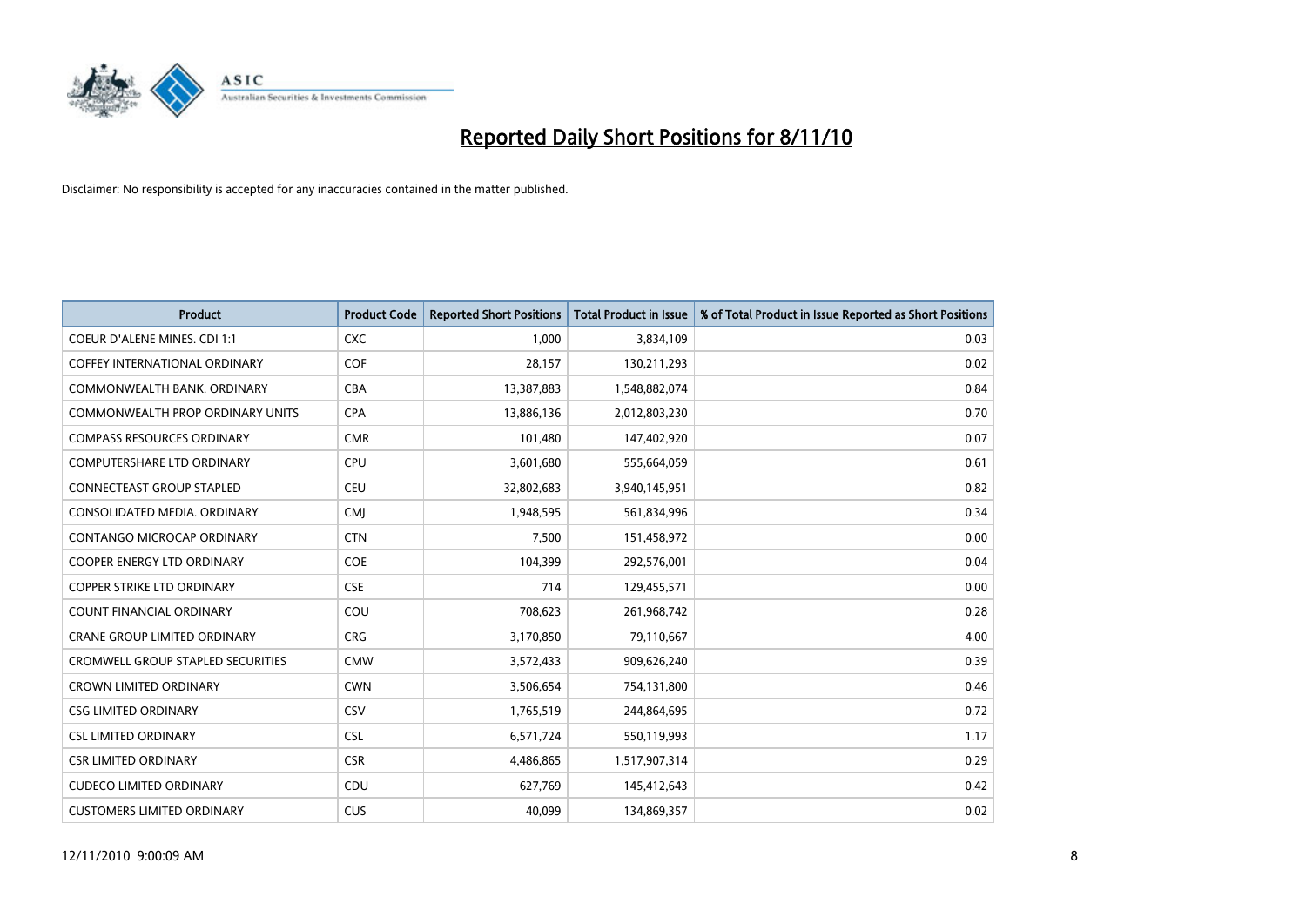# Reported Daily Short Positions for 8/11/10

Disclaimer: No responsibility is accepted for any inaccuracies contained in the matter published.

| Product | Product Code | Reported Short Positions | Total Product in Issue | % of Total Product in Issue Reported as Short Positions |
|---|---|---|---|---|
| COEUR D'ALENE MINES. CDI 1:1 | CXC | 1,000 | 3,834,109 | 0.03 |
| COFFEY INTERNATIONAL ORDINARY | COF | 28,157 | 130,211,293 | 0.02 |
| COMMONWEALTH BANK. ORDINARY | CBA | 13,387,883 | 1,548,882,074 | 0.84 |
| COMMONWEALTH PROP ORDINARY UNITS | CPA | 13,886,136 | 2,012,803,230 | 0.70 |
| COMPASS RESOURCES ORDINARY | CMR | 101,480 | 147,402,920 | 0.07 |
| COMPUTERSHARE LTD ORDINARY | CPU | 3,601,680 | 555,664,059 | 0.61 |
| CONNECTEAST GROUP STAPLED | CEU | 32,802,683 | 3,940,145,951 | 0.82 |
| CONSOLIDATED MEDIA. ORDINARY | CMJ | 1,948,595 | 561,834,996 | 0.34 |
| CONTANGO MICROCAP ORDINARY | CTN | 7,500 | 151,458,972 | 0.00 |
| COOPER ENERGY LTD ORDINARY | COE | 104,399 | 292,576,001 | 0.04 |
| COPPER STRIKE LTD ORDINARY | CSE | 714 | 129,455,571 | 0.00 |
| COUNT FINANCIAL ORDINARY | COU | 708,623 | 261,968,742 | 0.28 |
| CRANE GROUP LIMITED ORDINARY | CRG | 3,170,850 | 79,110,667 | 4.00 |
| CROMWELL GROUP STAPLED SECURITIES | CMW | 3,572,433 | 909,626,240 | 0.39 |
| CROWN LIMITED ORDINARY | CWN | 3,506,654 | 754,131,800 | 0.46 |
| CSG LIMITED ORDINARY | CSV | 1,765,519 | 244,864,695 | 0.72 |
| CSL LIMITED ORDINARY | CSL | 6,571,724 | 550,119,993 | 1.17 |
| CSR LIMITED ORDINARY | CSR | 4,486,865 | 1,517,907,314 | 0.29 |
| CUDECO LIMITED ORDINARY | CDU | 627,769 | 145,412,643 | 0.42 |
| CUSTOMERS LIMITED ORDINARY | CUS | 40,099 | 134,869,357 | 0.02 |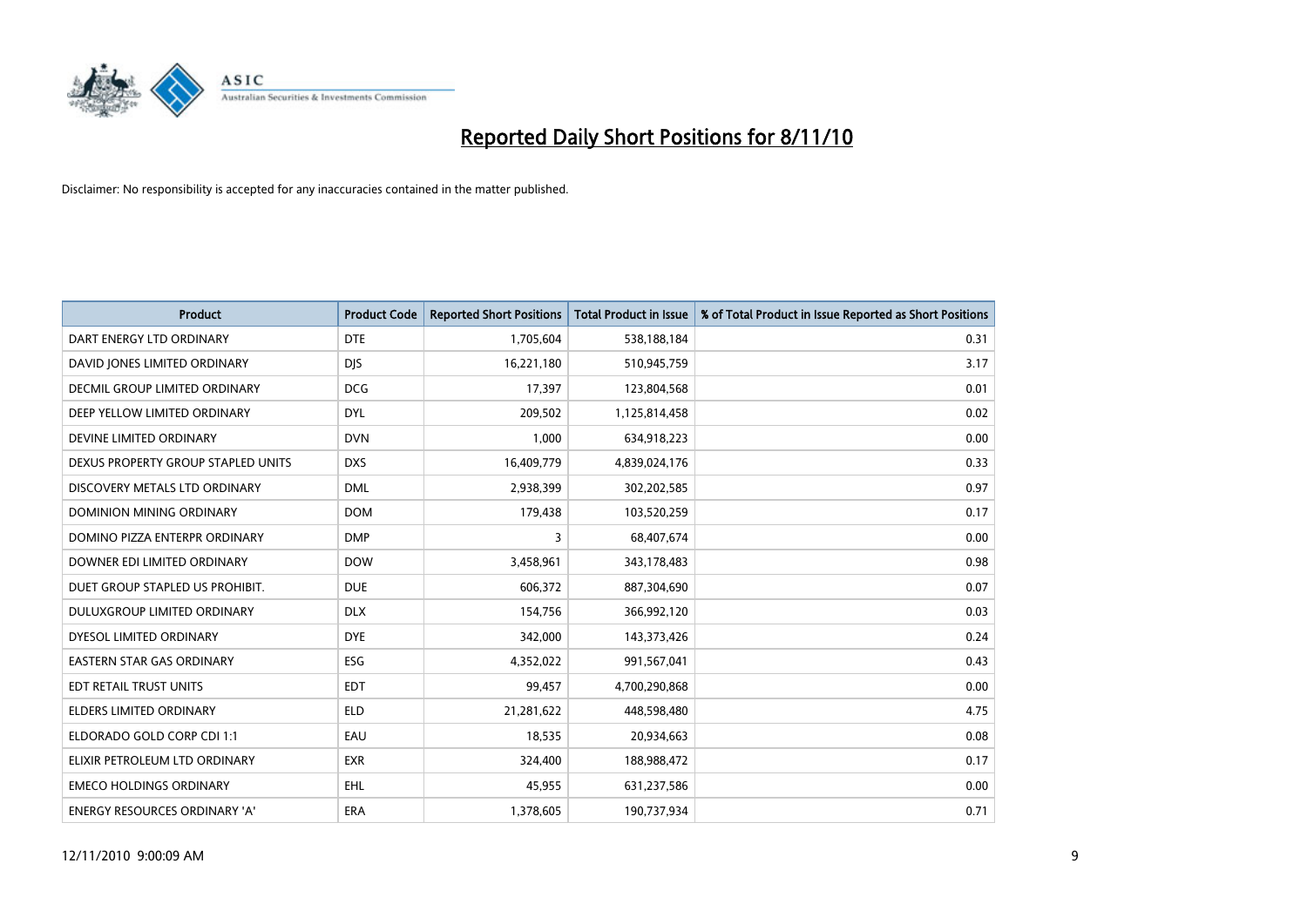# Reported Daily Short Positions for 8/11/10

Disclaimer: No responsibility is accepted for any inaccuracies contained in the matter published.

| Product | Product Code | Reported Short Positions | Total Product in Issue | % of Total Product in Issue Reported as Short Positions |
|---|---|---|---|---|
| DART ENERGY LTD ORDINARY | DTE | 1,705,604 | 538,188,184 | 0.31 |
| DAVID JONES LIMITED ORDINARY | DJS | 16,221,180 | 510,945,759 | 3.17 |
| DECMIL GROUP LIMITED ORDINARY | DCG | 17,397 | 123,804,568 | 0.01 |
| DEEP YELLOW LIMITED ORDINARY | DYL | 209,502 | 1,125,814,458 | 0.02 |
| DEVINE LIMITED ORDINARY | DVN | 1,000 | 634,918,223 | 0.00 |
| DEXUS PROPERTY GROUP STAPLED UNITS | DXS | 16,409,779 | 4,839,024,176 | 0.33 |
| DISCOVERY METALS LTD ORDINARY | DML | 2,938,399 | 302,202,585 | 0.97 |
| DOMINION MINING ORDINARY | DOM | 179,438 | 103,520,259 | 0.17 |
| DOMINO PIZZA ENTERPR ORDINARY | DMP | 3 | 68,407,674 | 0.00 |
| DOWNER EDI LIMITED ORDINARY | DOW | 3,458,961 | 343,178,483 | 0.98 |
| DUET GROUP STAPLED US PROHIBIT. | DUE | 606,372 | 887,304,690 | 0.07 |
| DULUXGROUP LIMITED ORDINARY | DLX | 154,756 | 366,992,120 | 0.03 |
| DYESOL LIMITED ORDINARY | DYE | 342,000 | 143,373,426 | 0.24 |
| EASTERN STAR GAS ORDINARY | ESG | 4,352,022 | 991,567,041 | 0.43 |
| EDT RETAIL TRUST UNITS | EDT | 99,457 | 4,700,290,868 | 0.00 |
| ELDERS LIMITED ORDINARY | ELD | 21,281,622 | 448,598,480 | 4.75 |
| ELDORADO GOLD CORP CDI 1:1 | EAU | 18,535 | 20,934,663 | 0.08 |
| ELIXIR PETROLEUM LTD ORDINARY | EXR | 324,400 | 188,988,472 | 0.17 |
| EMECO HOLDINGS ORDINARY | EHL | 45,955 | 631,237,586 | 0.00 |
| ENERGY RESOURCES ORDINARY 'A' | ERA | 1,378,605 | 190,737,934 | 0.71 |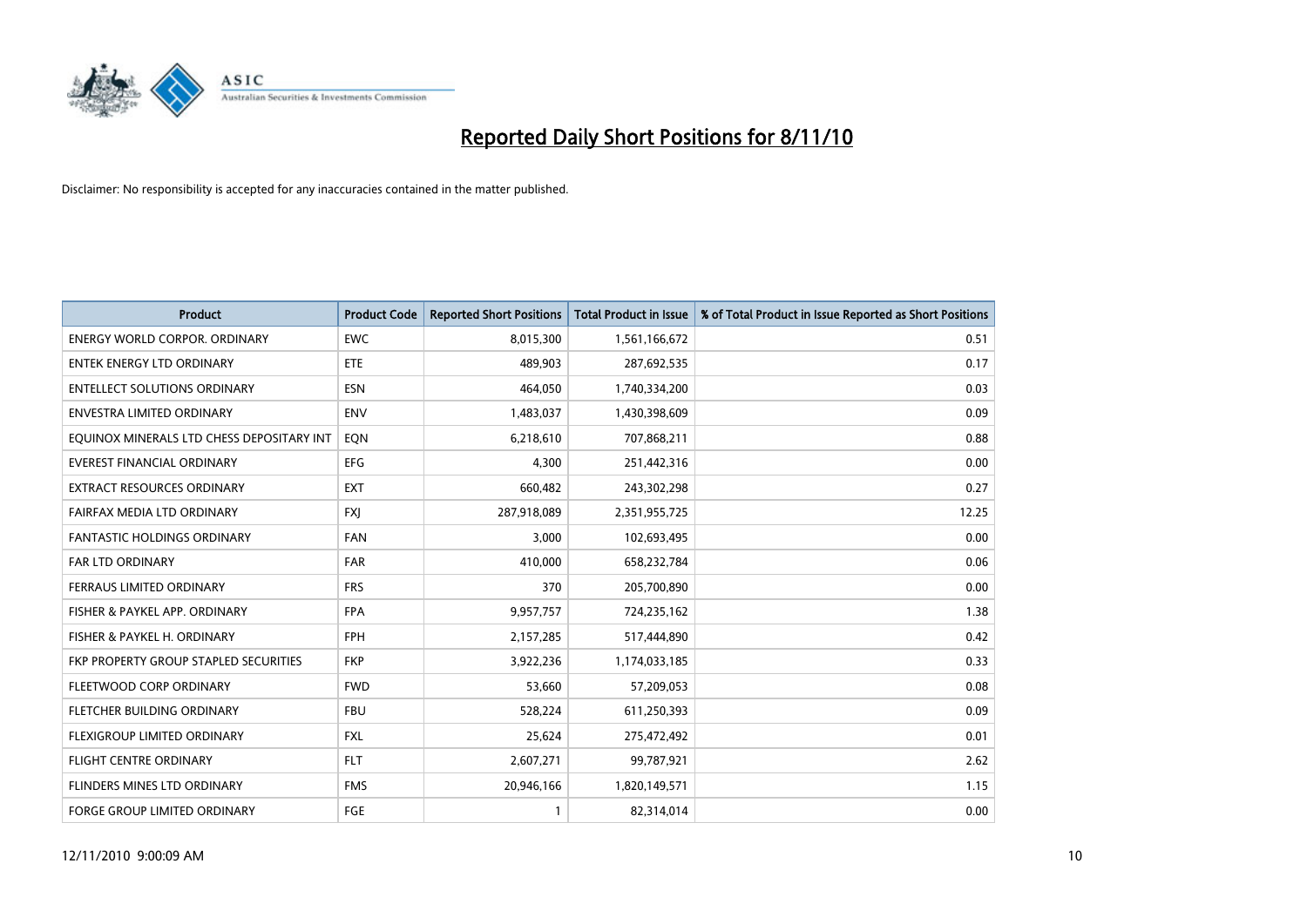# Reported Daily Short Positions for 8/11/10

Disclaimer: No responsibility is accepted for any inaccuracies contained in the matter published.

| Product | Product Code | Reported Short Positions | Total Product in Issue | % of Total Product in Issue Reported as Short Positions |
|---|---|---|---|---|
| ENERGY WORLD CORPOR. ORDINARY | EWC | 8,015,300 | 1,561,166,672 | 0.51 |
| ENTEK ENERGY LTD ORDINARY | ETE | 489,903 | 287,692,535 | 0.17 |
| ENTELLECT SOLUTIONS ORDINARY | ESN | 464,050 | 1,740,334,200 | 0.03 |
| ENVESTRA LIMITED ORDINARY | ENV | 1,483,037 | 1,430,398,609 | 0.09 |
| EQUINOX MINERALS LTD CHESS DEPOSITARY INT | EQN | 6,218,610 | 707,868,211 | 0.88 |
| EVEREST FINANCIAL ORDINARY | EFG | 4,300 | 251,442,316 | 0.00 |
| EXTRACT RESOURCES ORDINARY | EXT | 660,482 | 243,302,298 | 0.27 |
| FAIRFAX MEDIA LTD ORDINARY | FXJ | 287,918,089 | 2,351,955,725 | 12.25 |
| FANTASTIC HOLDINGS ORDINARY | FAN | 3,000 | 102,693,495 | 0.00 |
| FAR LTD ORDINARY | FAR | 410,000 | 658,232,784 | 0.06 |
| FERRAUS LIMITED ORDINARY | FRS | 370 | 205,700,890 | 0.00 |
| FISHER & PAYKEL APP. ORDINARY | FPA | 9,957,757 | 724,235,162 | 1.38 |
| FISHER & PAYKEL H. ORDINARY | FPH | 2,157,285 | 517,444,890 | 0.42 |
| FKP PROPERTY GROUP STAPLED SECURITIES | FKP | 3,922,236 | 1,174,033,185 | 0.33 |
| FLEETWOOD CORP ORDINARY | FWD | 53,660 | 57,209,053 | 0.08 |
| FLETCHER BUILDING ORDINARY | FBU | 528,224 | 611,250,393 | 0.09 |
| FLEXIGROUP LIMITED ORDINARY | FXL | 25,624 | 275,472,492 | 0.01 |
| FLIGHT CENTRE ORDINARY | FLT | 2,607,271 | 99,787,921 | 2.62 |
| FLINDERS MINES LTD ORDINARY | FMS | 20,946,166 | 1,820,149,571 | 1.15 |
| FORGE GROUP LIMITED ORDINARY | FGE | 1 | 82,314,014 | 0.00 |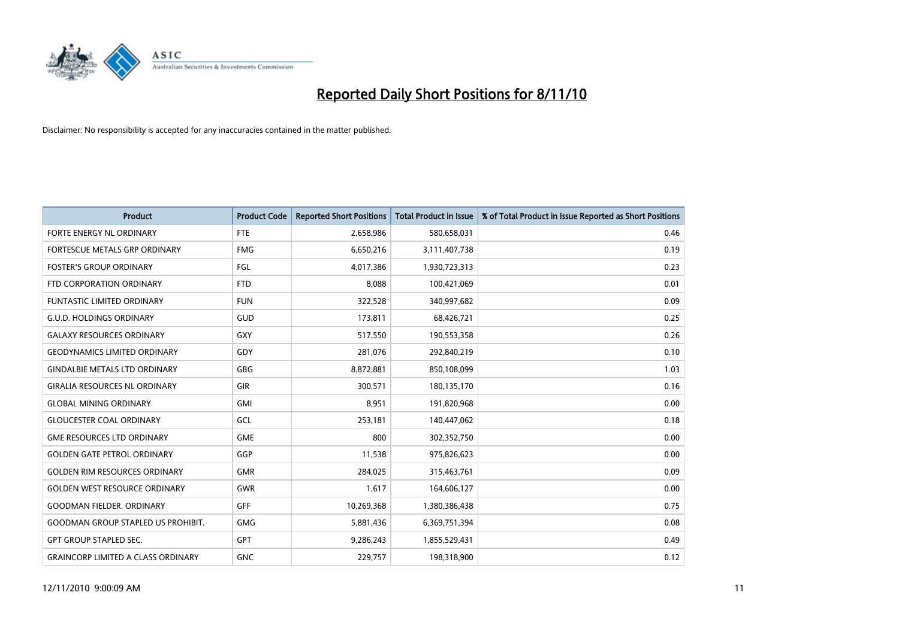# Reported Daily Short Positions for 8/11/10

Disclaimer: No responsibility is accepted for any inaccuracies contained in the matter published.

| Product | Product Code | Reported Short Positions | Total Product in Issue | % of Total Product in Issue Reported as Short Positions |
|---|---|---|---|---|
| FORTE ENERGY NL ORDINARY | FTE | 2,658,986 | 580,658,031 | 0.46 |
| FORTESCUE METALS GRP ORDINARY | FMG | 6,650,216 | 3,111,407,738 | 0.19 |
| FOSTER'S GROUP ORDINARY | FGL | 4,017,386 | 1,930,723,313 | 0.23 |
| FTD CORPORATION ORDINARY | FTD | 8,088 | 100,421,069 | 0.01 |
| FUNTASTIC LIMITED ORDINARY | FUN | 322,528 | 340,997,682 | 0.09 |
| G.U.D. HOLDINGS ORDINARY | GUD | 173,811 | 68,426,721 | 0.25 |
| GALAXY RESOURCES ORDINARY | GXY | 517,550 | 190,553,358 | 0.26 |
| GEODYNAMICS LIMITED ORDINARY | GDY | 281,076 | 292,840,219 | 0.10 |
| GINDALBIE METALS LTD ORDINARY | GBG | 8,872,881 | 850,108,099 | 1.03 |
| GIRALIA RESOURCES NL ORDINARY | GIR | 300,571 | 180,135,170 | 0.16 |
| GLOBAL MINING ORDINARY | GMI | 8,951 | 191,820,968 | 0.00 |
| GLOUCESTER COAL ORDINARY | GCL | 253,181 | 140,447,062 | 0.18 |
| GME RESOURCES LTD ORDINARY | GME | 800 | 302,352,750 | 0.00 |
| GOLDEN GATE PETROL ORDINARY | GGP | 11,538 | 975,826,623 | 0.00 |
| GOLDEN RIM RESOURCES ORDINARY | GMR | 284,025 | 315,463,761 | 0.09 |
| GOLDEN WEST RESOURCE ORDINARY | GWR | 1,617 | 164,606,127 | 0.00 |
| GOODMAN FIELDER. ORDINARY | GFF | 10,269,368 | 1,380,386,438 | 0.75 |
| GOODMAN GROUP STAPLED US PROHIBIT. | GMG | 5,881,436 | 6,369,751,394 | 0.08 |
| GPT GROUP STAPLED SEC. | GPT | 9,286,243 | 1,855,529,431 | 0.49 |
| GRAINCORP LIMITED A CLASS ORDINARY | GNC | 229,757 | 198,318,900 | 0.12 |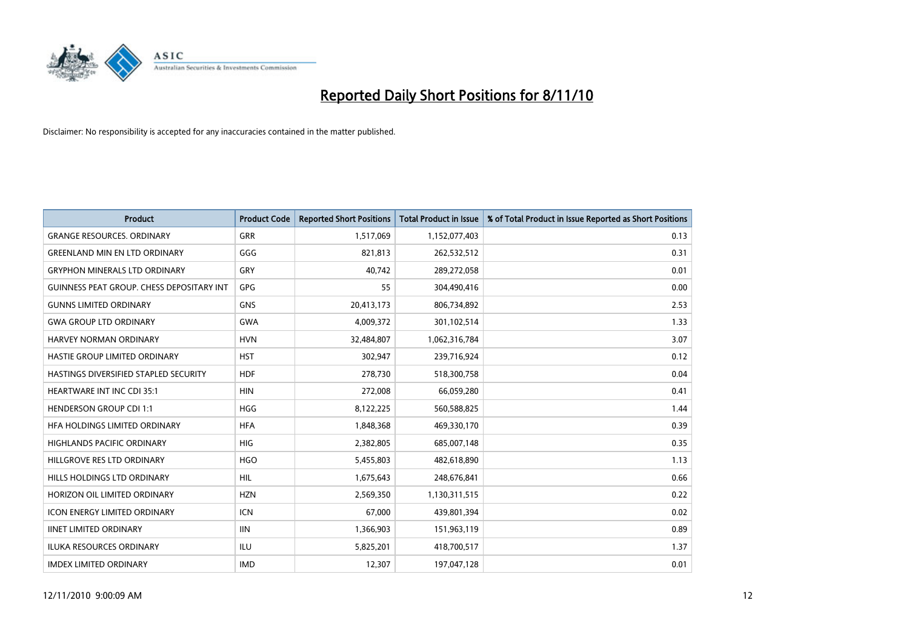# Reported Daily Short Positions for 8/11/10

Disclaimer: No responsibility is accepted for any inaccuracies contained in the matter published.

| Product | Product Code | Reported Short Positions | Total Product in Issue | % of Total Product in Issue Reported as Short Positions |
|---|---|---|---|---|
| GRANGE RESOURCES. ORDINARY | GRR | 1,517,069 | 1,152,077,403 | 0.13 |
| GREENLAND MIN EN LTD ORDINARY | GGG | 821,813 | 262,532,512 | 0.31 |
| GRYPHON MINERALS LTD ORDINARY | GRY | 40,742 | 289,272,058 | 0.01 |
| GUINNESS PEAT GROUP. CHESS DEPOSITARY INT | GPG | 55 | 304,490,416 | 0.00 |
| GUNNS LIMITED ORDINARY | GNS | 20,413,173 | 806,734,892 | 2.53 |
| GWA GROUP LTD ORDINARY | GWA | 4,009,372 | 301,102,514 | 1.33 |
| HARVEY NORMAN ORDINARY | HVN | 32,484,807 | 1,062,316,784 | 3.07 |
| HASTIE GROUP LIMITED ORDINARY | HST | 302,947 | 239,716,924 | 0.12 |
| HASTINGS DIVERSIFIED STAPLED SECURITY | HDF | 278,730 | 518,300,758 | 0.04 |
| HEARTWARE INT INC CDI 35:1 | HIN | 272,008 | 66,059,280 | 0.41 |
| HENDERSON GROUP CDI 1:1 | HGG | 8,122,225 | 560,588,825 | 1.44 |
| HFA HOLDINGS LIMITED ORDINARY | HFA | 1,848,368 | 469,330,170 | 0.39 |
| HIGHLANDS PACIFIC ORDINARY | HIG | 2,382,805 | 685,007,148 | 0.35 |
| HILLGROVE RES LTD ORDINARY | HGO | 5,455,803 | 482,618,890 | 1.13 |
| HILLS HOLDINGS LTD ORDINARY | HIL | 1,675,643 | 248,676,841 | 0.66 |
| HORIZON OIL LIMITED ORDINARY | HZN | 2,569,350 | 1,130,311,515 | 0.22 |
| ICON ENERGY LIMITED ORDINARY | ICN | 67,000 | 439,801,394 | 0.02 |
| IINET LIMITED ORDINARY | IIN | 1,366,903 | 151,963,119 | 0.89 |
| ILUKA RESOURCES ORDINARY | ILU | 5,825,201 | 418,700,517 | 1.37 |
| IMDEX LIMITED ORDINARY | IMD | 12,307 | 197,047,128 | 0.01 |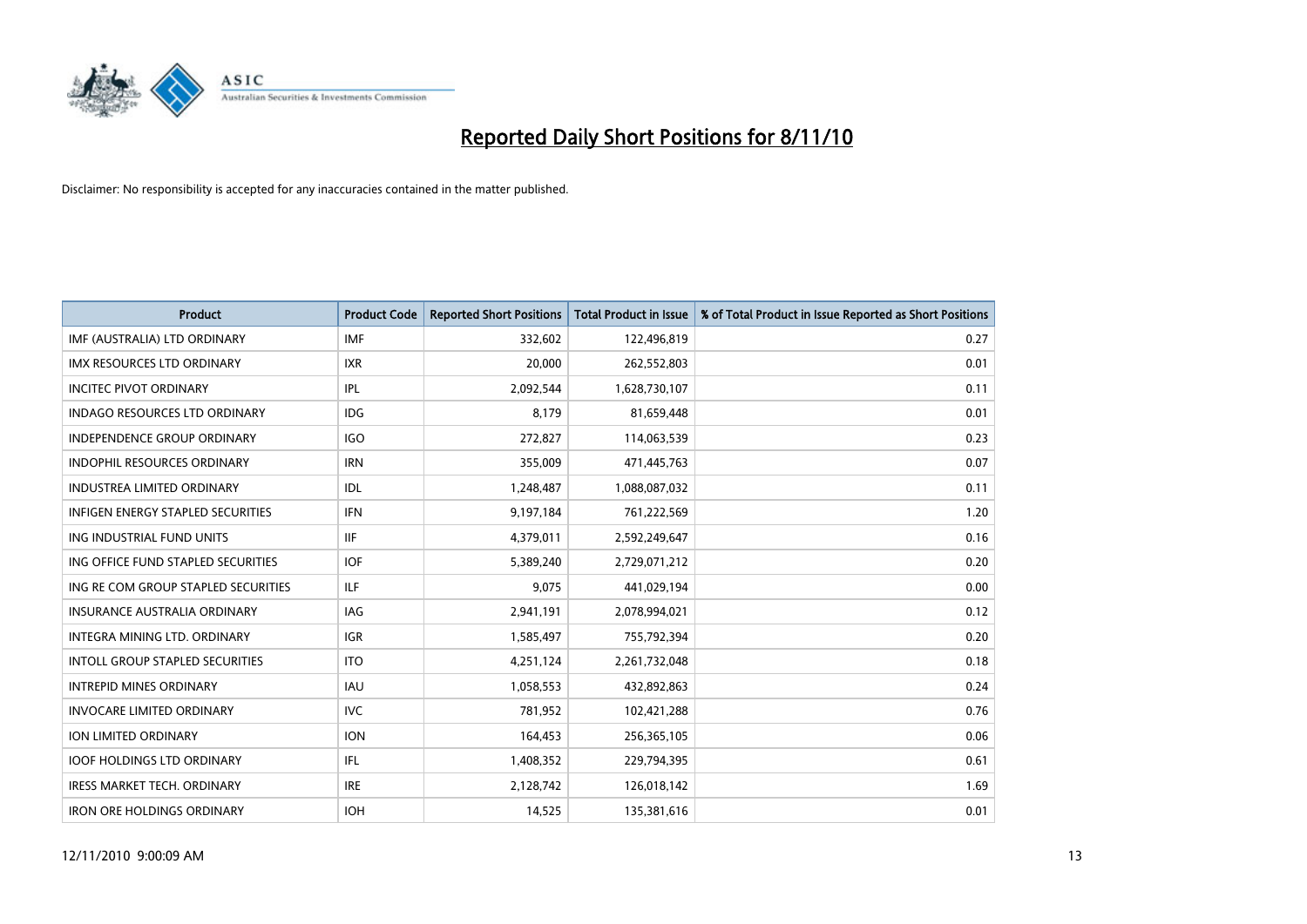# Reported Daily Short Positions for 8/11/10

Disclaimer: No responsibility is accepted for any inaccuracies contained in the matter published.

| Product | Product Code | Reported Short Positions | Total Product in Issue | % of Total Product in Issue Reported as Short Positions |
|---|---|---|---|---|
| IMF (AUSTRALIA) LTD ORDINARY | IMF | 332,602 | 122,496,819 | 0.27 |
| IMX RESOURCES LTD ORDINARY | IXR | 20,000 | 262,552,803 | 0.01 |
| INCITEC PIVOT ORDINARY | IPL | 2,092,544 | 1,628,730,107 | 0.11 |
| INDAGO RESOURCES LTD ORDINARY | IDG | 8,179 | 81,659,448 | 0.01 |
| INDEPENDENCE GROUP ORDINARY | IGO | 272,827 | 114,063,539 | 0.23 |
| INDOPHIL RESOURCES ORDINARY | IRN | 355,009 | 471,445,763 | 0.07 |
| INDUSTREA LIMITED ORDINARY | IDL | 1,248,487 | 1,088,087,032 | 0.11 |
| INFIGEN ENERGY STAPLED SECURITIES | IFN | 9,197,184 | 761,222,569 | 1.20 |
| ING INDUSTRIAL FUND UNITS | IIF | 4,379,011 | 2,592,249,647 | 0.16 |
| ING OFFICE FUND STAPLED SECURITIES | IOF | 5,389,240 | 2,729,071,212 | 0.20 |
| ING RE COM GROUP STAPLED SECURITIES | ILF | 9,075 | 441,029,194 | 0.00 |
| INSURANCE AUSTRALIA ORDINARY | IAG | 2,941,191 | 2,078,994,021 | 0.12 |
| INTEGRA MINING LTD. ORDINARY | IGR | 1,585,497 | 755,792,394 | 0.20 |
| INTOLL GROUP STAPLED SECURITIES | ITO | 4,251,124 | 2,261,732,048 | 0.18 |
| INTREPID MINES ORDINARY | IAU | 1,058,553 | 432,892,863 | 0.24 |
| INVOCARE LIMITED ORDINARY | IVC | 781,952 | 102,421,288 | 0.76 |
| ION LIMITED ORDINARY | ION | 164,453 | 256,365,105 | 0.06 |
| IOOF HOLDINGS LTD ORDINARY | IFL | 1,408,352 | 229,794,395 | 0.61 |
| IRESS MARKET TECH. ORDINARY | IRE | 2,128,742 | 126,018,142 | 1.69 |
| IRON ORE HOLDINGS ORDINARY | IOH | 14,525 | 135,381,616 | 0.01 |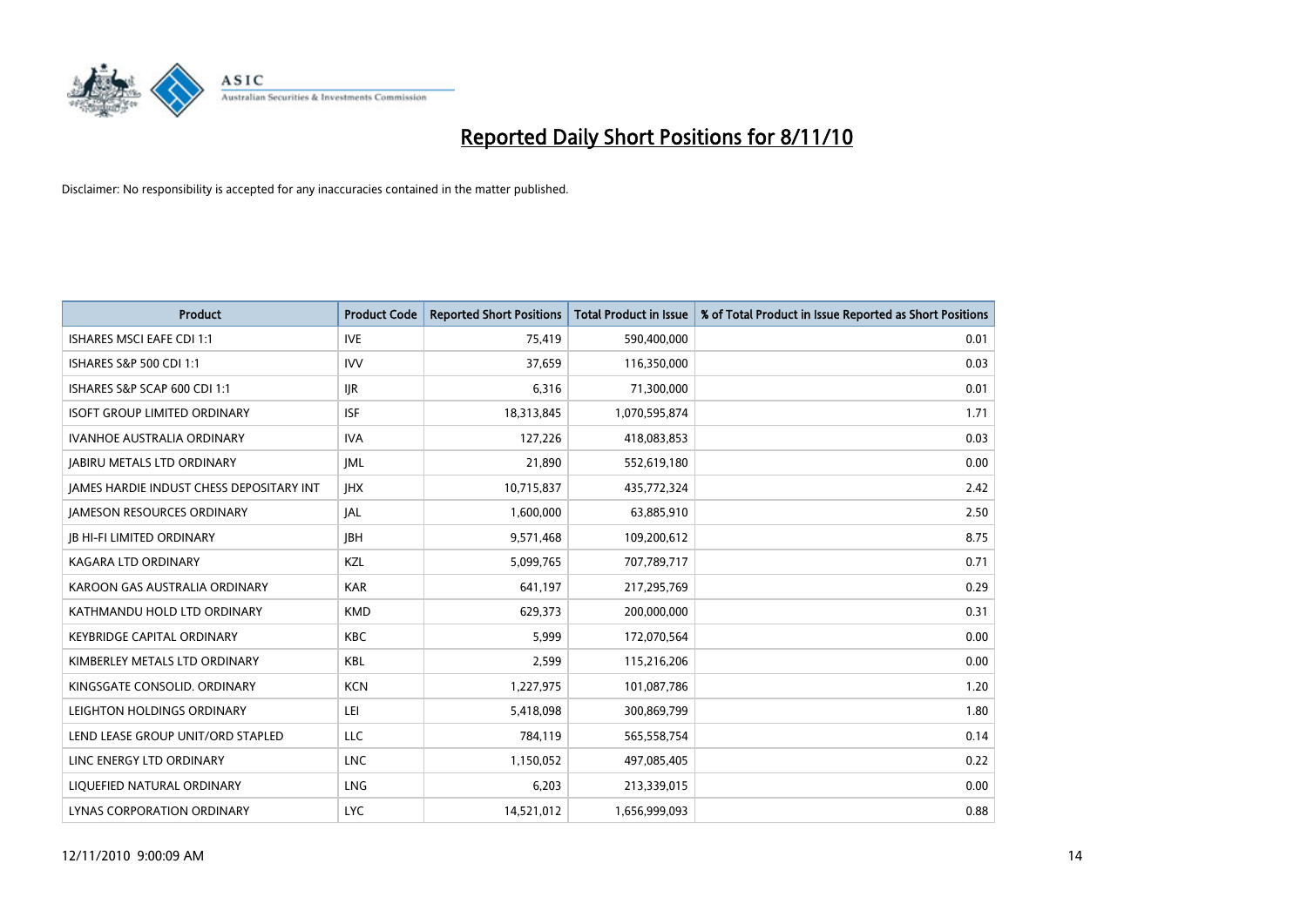# Reported Daily Short Positions for 8/11/10

Disclaimer: No responsibility is accepted for any inaccuracies contained in the matter published.

| Product | Product Code | Reported Short Positions | Total Product in Issue | % of Total Product in Issue Reported as Short Positions |
|---|---|---|---|---|
| ISHARES MSCI EAFE CDI 1:1 | IVE | 75,419 | 590,400,000 | 0.01 |
| ISHARES S&P 500 CDI 1:1 | IVV | 37,659 | 116,350,000 | 0.03 |
| ISHARES S&P SCAP 600 CDI 1:1 | IJR | 6,316 | 71,300,000 | 0.01 |
| ISOFT GROUP LIMITED ORDINARY | ISF | 18,313,845 | 1,070,595,874 | 1.71 |
| IVANHOE AUSTRALIA ORDINARY | IVA | 127,226 | 418,083,853 | 0.03 |
| JABIRU METALS LTD ORDINARY | JML | 21,890 | 552,619,180 | 0.00 |
| JAMES HARDIE INDUST CHESS DEPOSITARY INT | JHX | 10,715,837 | 435,772,324 | 2.42 |
| JAMESON RESOURCES ORDINARY | JAL | 1,600,000 | 63,885,910 | 2.50 |
| JB HI-FI LIMITED ORDINARY | JBH | 9,571,468 | 109,200,612 | 8.75 |
| KAGARA LTD ORDINARY | KZL | 5,099,765 | 707,789,717 | 0.71 |
| KAROON GAS AUSTRALIA ORDINARY | KAR | 641,197 | 217,295,769 | 0.29 |
| KATHMANDU HOLD LTD ORDINARY | KMD | 629,373 | 200,000,000 | 0.31 |
| KEYBRIDGE CAPITAL ORDINARY | KBC | 5,999 | 172,070,564 | 0.00 |
| KIMBERLEY METALS LTD ORDINARY | KBL | 2,599 | 115,216,206 | 0.00 |
| KINGSGATE CONSOLID. ORDINARY | KCN | 1,227,975 | 101,087,786 | 1.20 |
| LEIGHTON HOLDINGS ORDINARY | LEI | 5,418,098 | 300,869,799 | 1.80 |
| LEND LEASE GROUP UNIT/ORD STAPLED | LLC | 784,119 | 565,558,754 | 0.14 |
| LINC ENERGY LTD ORDINARY | LNC | 1,150,052 | 497,085,405 | 0.22 |
| LIQUEFIED NATURAL ORDINARY | LNG | 6,203 | 213,339,015 | 0.00 |
| LYNAS CORPORATION ORDINARY | LYC | 14,521,012 | 1,656,999,093 | 0.88 |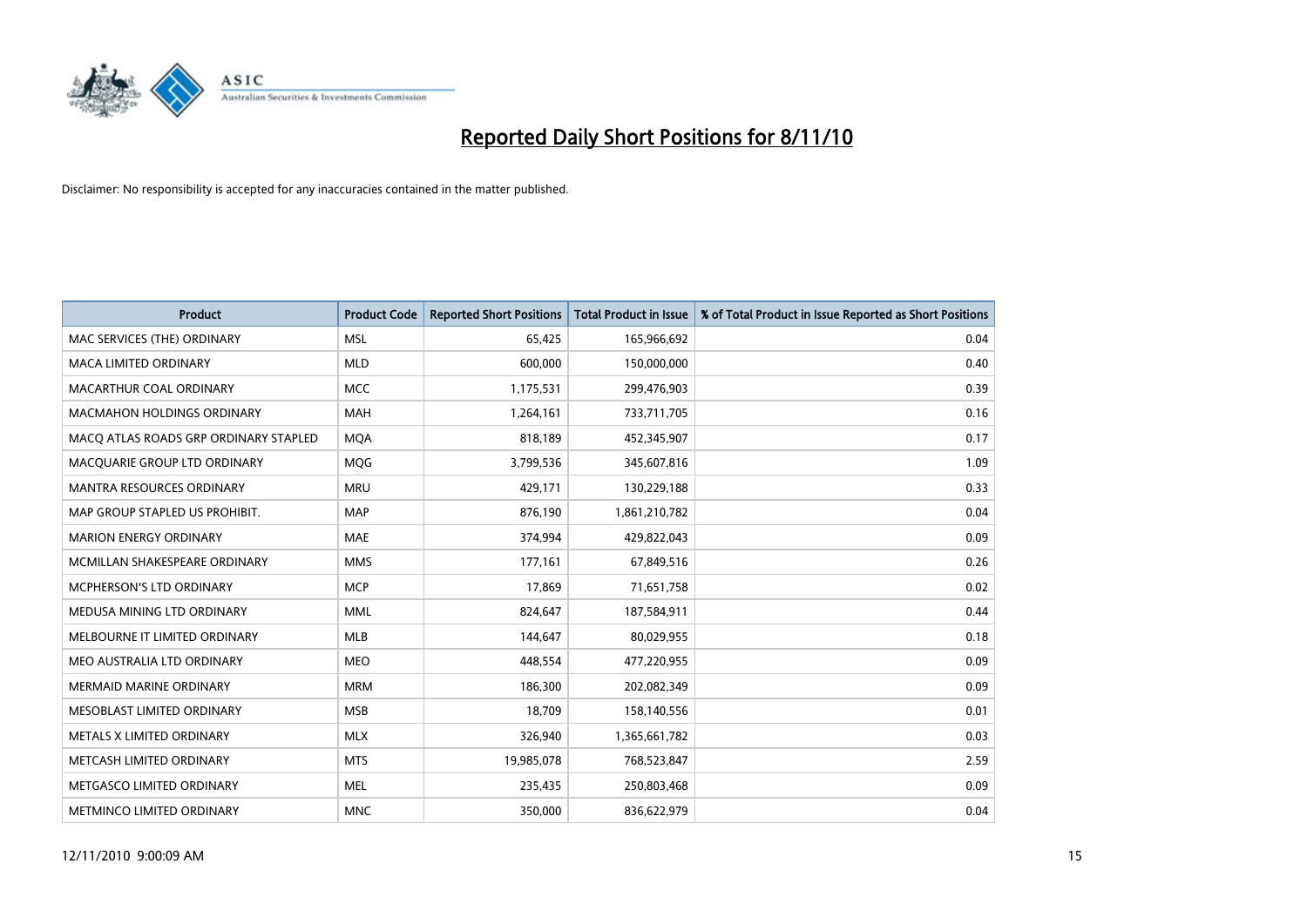# Reported Daily Short Positions for 8/11/10

Disclaimer: No responsibility is accepted for any inaccuracies contained in the matter published.

| Product | Product Code | Reported Short Positions | Total Product in Issue | % of Total Product in Issue Reported as Short Positions |
|---|---|---|---|---|
| MAC SERVICES (THE) ORDINARY | MSL | 65,425 | 165,966,692 | 0.04 |
| MACA LIMITED ORDINARY | MLD | 600,000 | 150,000,000 | 0.40 |
| MACARTHUR COAL ORDINARY | MCC | 1,175,531 | 299,476,903 | 0.39 |
| MACMAHON HOLDINGS ORDINARY | MAH | 1,264,161 | 733,711,705 | 0.16 |
| MACQ ATLAS ROADS GRP ORDINARY STAPLED | MQA | 818,189 | 452,345,907 | 0.17 |
| MACQUARIE GROUP LTD ORDINARY | MQG | 3,799,536 | 345,607,816 | 1.09 |
| MANTRA RESOURCES ORDINARY | MRU | 429,171 | 130,229,188 | 0.33 |
| MAP GROUP STAPLED US PROHIBIT. | MAP | 876,190 | 1,861,210,782 | 0.04 |
| MARION ENERGY ORDINARY | MAE | 374,994 | 429,822,043 | 0.09 |
| MCMILLAN SHAKESPEARE ORDINARY | MMS | 177,161 | 67,849,516 | 0.26 |
| MCPHERSON'S LTD ORDINARY | MCP | 17,869 | 71,651,758 | 0.02 |
| MEDUSA MINING LTD ORDINARY | MML | 824,647 | 187,584,911 | 0.44 |
| MELBOURNE IT LIMITED ORDINARY | MLB | 144,647 | 80,029,955 | 0.18 |
| MEO AUSTRALIA LTD ORDINARY | MEO | 448,554 | 477,220,955 | 0.09 |
| MERMAID MARINE ORDINARY | MRM | 186,300 | 202,082,349 | 0.09 |
| MESOBLAST LIMITED ORDINARY | MSB | 18,709 | 158,140,556 | 0.01 |
| METALS X LIMITED ORDINARY | MLX | 326,940 | 1,365,661,782 | 0.03 |
| METCASH LIMITED ORDINARY | MTS | 19,985,078 | 768,523,847 | 2.59 |
| METGASCO LIMITED ORDINARY | MEL | 235,435 | 250,803,468 | 0.09 |
| METMINCO LIMITED ORDINARY | MNC | 350,000 | 836,622,979 | 0.04 |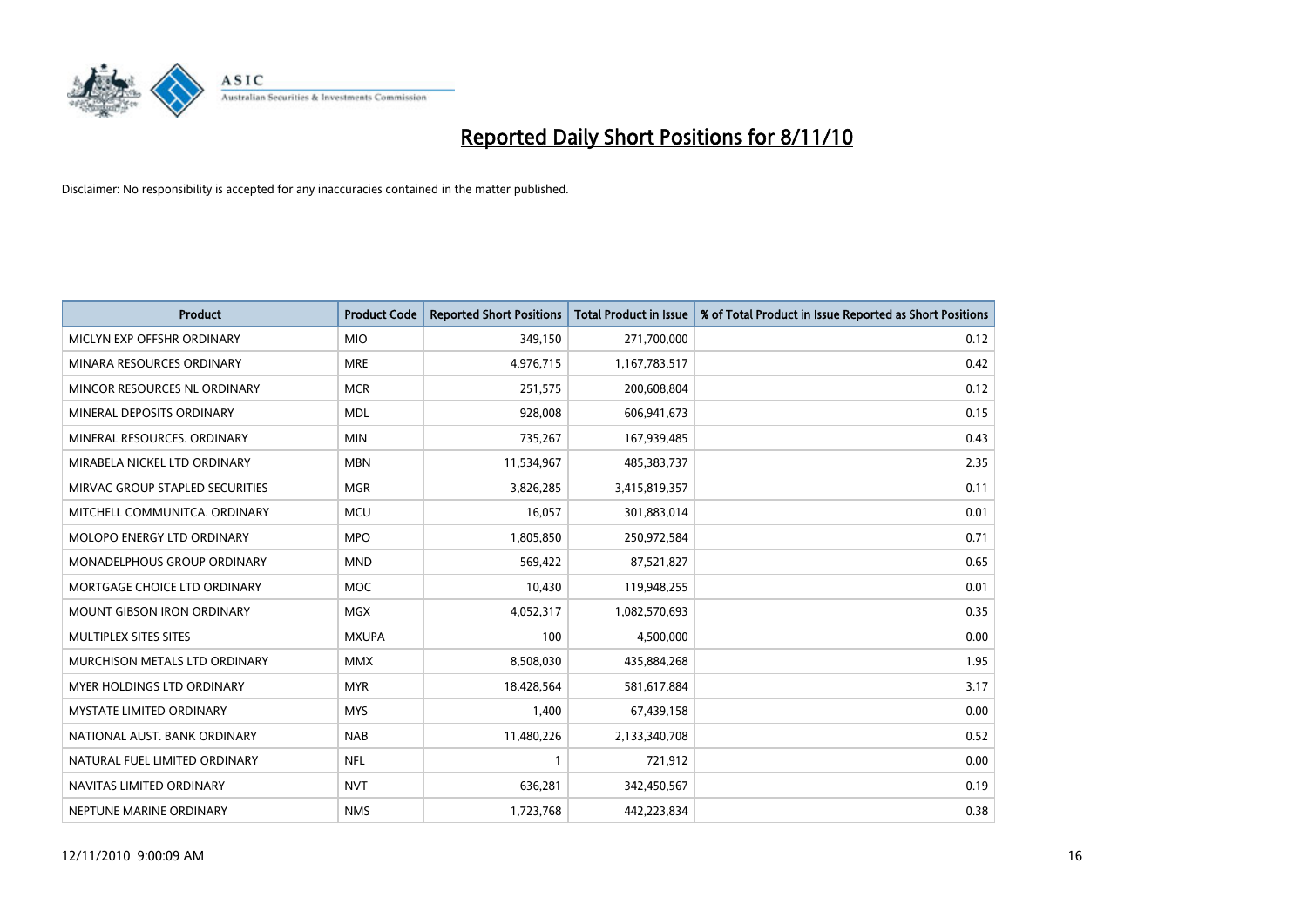# Reported Daily Short Positions for 8/11/10

Disclaimer: No responsibility is accepted for any inaccuracies contained in the matter published.

| Product | Product Code | Reported Short Positions | Total Product in Issue | % of Total Product in Issue Reported as Short Positions |
|---|---|---|---|---|
| MICLYN EXP OFFSHR ORDINARY | MIO | 349,150 | 271,700,000 | 0.12 |
| MINARA RESOURCES ORDINARY | MRE | 4,976,715 | 1,167,783,517 | 0.42 |
| MINCOR RESOURCES NL ORDINARY | MCR | 251,575 | 200,608,804 | 0.12 |
| MINERAL DEPOSITS ORDINARY | MDL | 928,008 | 606,941,673 | 0.15 |
| MINERAL RESOURCES. ORDINARY | MIN | 735,267 | 167,939,485 | 0.43 |
| MIRABELA NICKEL LTD ORDINARY | MBN | 11,534,967 | 485,383,737 | 2.35 |
| MIRVAC GROUP STAPLED SECURITIES | MGR | 3,826,285 | 3,415,819,357 | 0.11 |
| MITCHELL COMMUNITCA. ORDINARY | MCU | 16,057 | 301,883,014 | 0.01 |
| MOLOPO ENERGY LTD ORDINARY | MPO | 1,805,850 | 250,972,584 | 0.71 |
| MONADELPHOUS GROUP ORDINARY | MND | 569,422 | 87,521,827 | 0.65 |
| MORTGAGE CHOICE LTD ORDINARY | MOC | 10,430 | 119,948,255 | 0.01 |
| MOUNT GIBSON IRON ORDINARY | MGX | 4,052,317 | 1,082,570,693 | 0.35 |
| MULTIPLEX SITES SITES | MXUPA | 100 | 4,500,000 | 0.00 |
| MURCHISON METALS LTD ORDINARY | MMX | 8,508,030 | 435,884,268 | 1.95 |
| MYER HOLDINGS LTD ORDINARY | MYR | 18,428,564 | 581,617,884 | 3.17 |
| MYSTATE LIMITED ORDINARY | MYS | 1,400 | 67,439,158 | 0.00 |
| NATIONAL AUST. BANK ORDINARY | NAB | 11,480,226 | 2,133,340,708 | 0.52 |
| NATURAL FUEL LIMITED ORDINARY | NFL | 1 | 721,912 | 0.00 |
| NAVITAS LIMITED ORDINARY | NVT | 636,281 | 342,450,567 | 0.19 |
| NEPTUNE MARINE ORDINARY | NMS | 1,723,768 | 442,223,834 | 0.38 |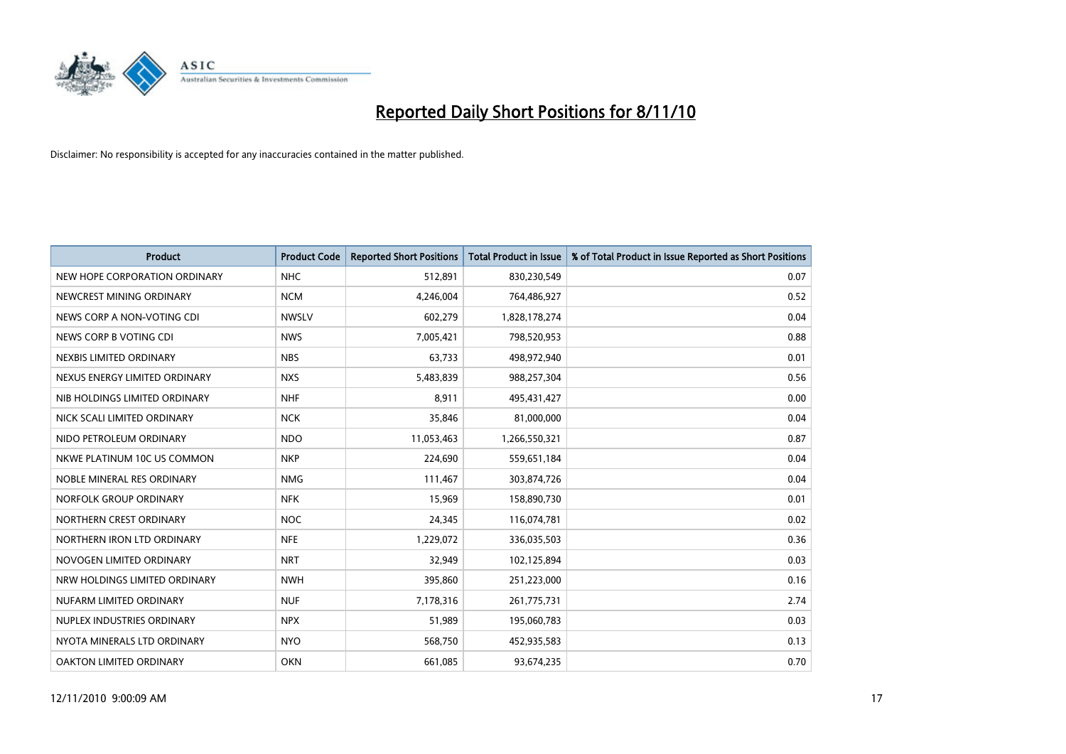# Reported Daily Short Positions for 8/11/10

Disclaimer: No responsibility is accepted for any inaccuracies contained in the matter published.

| Product | Product Code | Reported Short Positions | Total Product in Issue | % of Total Product in Issue Reported as Short Positions |
|---|---|---|---|---|
| NEW HOPE CORPORATION ORDINARY | NHC | 512,891 | 830,230,549 | 0.07 |
| NEWCREST MINING ORDINARY | NCM | 4,246,004 | 764,486,927 | 0.52 |
| NEWS CORP A NON-VOTING CDI | NWSLV | 602,279 | 1,828,178,274 | 0.04 |
| NEWS CORP B VOTING CDI | NWS | 7,005,421 | 798,520,953 | 0.88 |
| NEXBIS LIMITED ORDINARY | NBS | 63,733 | 498,972,940 | 0.01 |
| NEXUS ENERGY LIMITED ORDINARY | NXS | 5,483,839 | 988,257,304 | 0.56 |
| NIB HOLDINGS LIMITED ORDINARY | NHF | 8,911 | 495,431,427 | 0.00 |
| NICK SCALI LIMITED ORDINARY | NCK | 35,846 | 81,000,000 | 0.04 |
| NIDO PETROLEUM ORDINARY | NDO | 11,053,463 | 1,266,550,321 | 0.87 |
| NKWE PLATINUM 10C US COMMON | NKP | 224,690 | 559,651,184 | 0.04 |
| NOBLE MINERAL RES ORDINARY | NMG | 111,467 | 303,874,726 | 0.04 |
| NORFOLK GROUP ORDINARY | NFK | 15,969 | 158,890,730 | 0.01 |
| NORTHERN CREST ORDINARY | NOC | 24,345 | 116,074,781 | 0.02 |
| NORTHERN IRON LTD ORDINARY | NFE | 1,229,072 | 336,035,503 | 0.36 |
| NOVOGEN LIMITED ORDINARY | NRT | 32,949 | 102,125,894 | 0.03 |
| NRW HOLDINGS LIMITED ORDINARY | NWH | 395,860 | 251,223,000 | 0.16 |
| NUFARM LIMITED ORDINARY | NUF | 7,178,316 | 261,775,731 | 2.74 |
| NUPLEX INDUSTRIES ORDINARY | NPX | 51,989 | 195,060,783 | 0.03 |
| NYOTA MINERALS LTD ORDINARY | NYO | 568,750 | 452,935,583 | 0.13 |
| OAKTON LIMITED ORDINARY | OKN | 661,085 | 93,674,235 | 0.70 |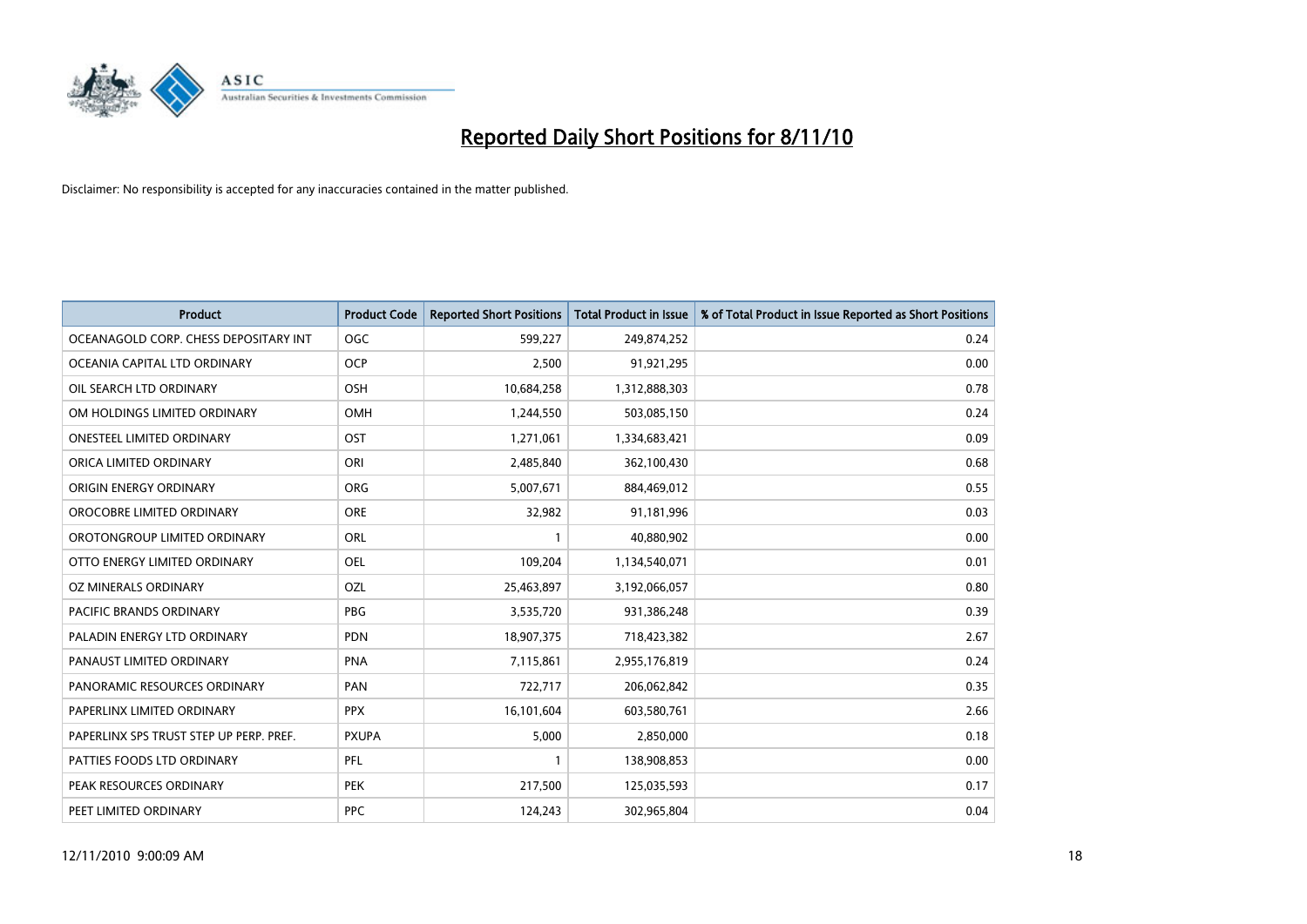# Reported Daily Short Positions for 8/11/10

Disclaimer: No responsibility is accepted for any inaccuracies contained in the matter published.

| Product | Product Code | Reported Short Positions | Total Product in Issue | % of Total Product in Issue Reported as Short Positions |
|---|---|---|---|---|
| OCEANAGOLD CORP. CHESS DEPOSITARY INT | OGC | 599,227 | 249,874,252 | 0.24 |
| OCEANIA CAPITAL LTD ORDINARY | OCP | 2,500 | 91,921,295 | 0.00 |
| OIL SEARCH LTD ORDINARY | OSH | 10,684,258 | 1,312,888,303 | 0.78 |
| OM HOLDINGS LIMITED ORDINARY | OMH | 1,244,550 | 503,085,150 | 0.24 |
| ONESTEEL LIMITED ORDINARY | OST | 1,271,061 | 1,334,683,421 | 0.09 |
| ORICA LIMITED ORDINARY | ORI | 2,485,840 | 362,100,430 | 0.68 |
| ORIGIN ENERGY ORDINARY | ORG | 5,007,671 | 884,469,012 | 0.55 |
| OROCOBRE LIMITED ORDINARY | ORE | 32,982 | 91,181,996 | 0.03 |
| OROTONGROUP LIMITED ORDINARY | ORL | 1 | 40,880,902 | 0.00 |
| OTTO ENERGY LIMITED ORDINARY | OEL | 109,204 | 1,134,540,071 | 0.01 |
| OZ MINERALS ORDINARY | OZL | 25,463,897 | 3,192,066,057 | 0.80 |
| PACIFIC BRANDS ORDINARY | PBG | 3,535,720 | 931,386,248 | 0.39 |
| PALADIN ENERGY LTD ORDINARY | PDN | 18,907,375 | 718,423,382 | 2.67 |
| PANAUST LIMITED ORDINARY | PNA | 7,115,861 | 2,955,176,819 | 0.24 |
| PANORAMIC RESOURCES ORDINARY | PAN | 722,717 | 206,062,842 | 0.35 |
| PAPERLINX LIMITED ORDINARY | PPX | 16,101,604 | 603,580,761 | 2.66 |
| PAPERLINX SPS TRUST STEP UP PERP. PREF. | PXUPA | 5,000 | 2,850,000 | 0.18 |
| PATTIES FOODS LTD ORDINARY | PFL | 1 | 138,908,853 | 0.00 |
| PEAK RESOURCES ORDINARY | PEK | 217,500 | 125,035,593 | 0.17 |
| PEET LIMITED ORDINARY | PPC | 124,243 | 302,965,804 | 0.04 |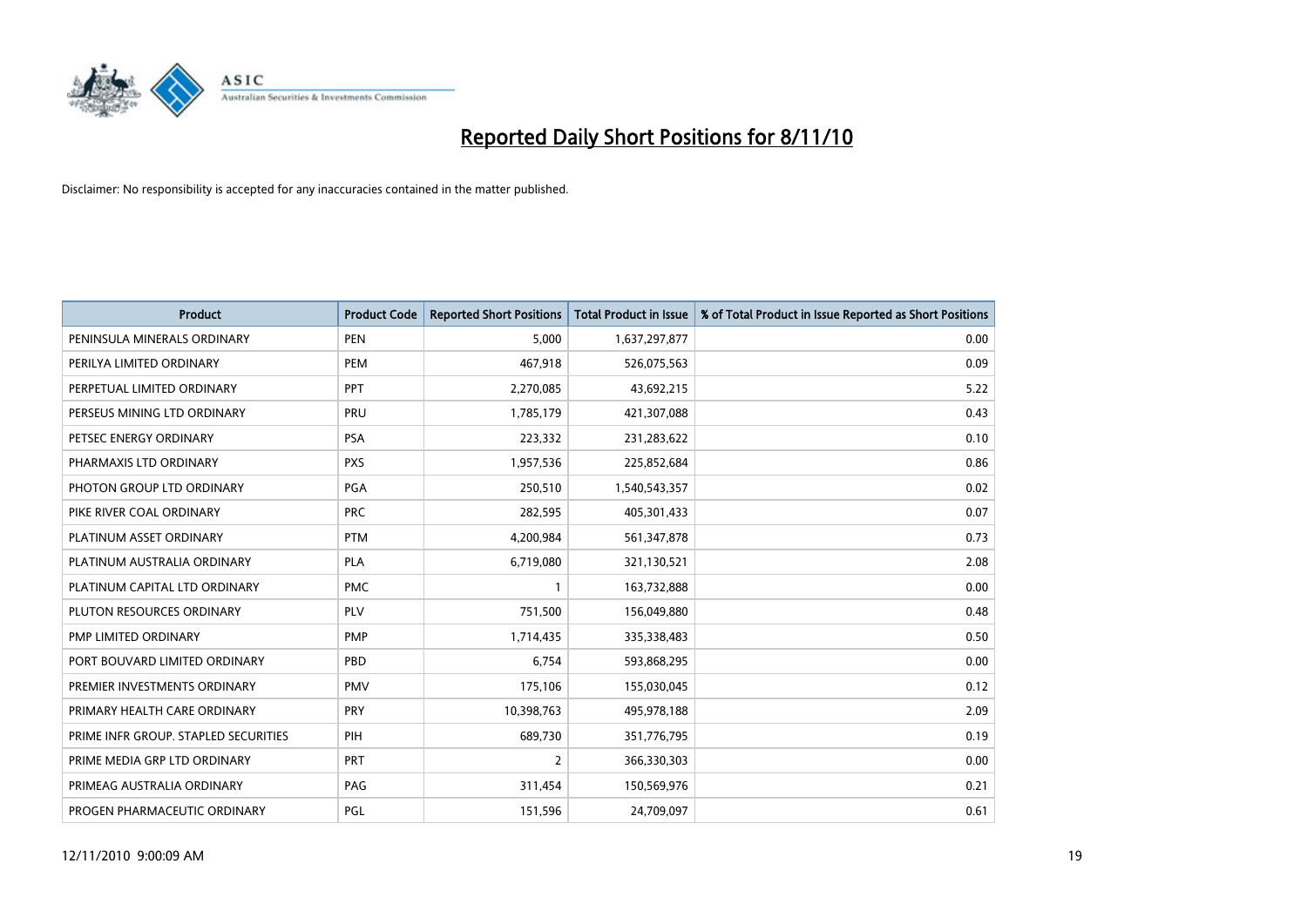# Reported Daily Short Positions for 8/11/10

Disclaimer: No responsibility is accepted for any inaccuracies contained in the matter published.

| Product | Product Code | Reported Short Positions | Total Product in Issue | % of Total Product in Issue Reported as Short Positions |
|---|---|---|---|---|
| PENINSULA MINERALS ORDINARY | PEN | 5,000 | 1,637,297,877 | 0.00 |
| PERILYA LIMITED ORDINARY | PEM | 467,918 | 526,075,563 | 0.09 |
| PERPETUAL LIMITED ORDINARY | PPT | 2,270,085 | 43,692,215 | 5.22 |
| PERSEUS MINING LTD ORDINARY | PRU | 1,785,179 | 421,307,088 | 0.43 |
| PETSEC ENERGY ORDINARY | PSA | 223,332 | 231,283,622 | 0.10 |
| PHARMAXIS LTD ORDINARY | PXS | 1,957,536 | 225,852,684 | 0.86 |
| PHOTON GROUP LTD ORDINARY | PGA | 250,510 | 1,540,543,357 | 0.02 |
| PIKE RIVER COAL ORDINARY | PRC | 282,595 | 405,301,433 | 0.07 |
| PLATINUM ASSET ORDINARY | PTM | 4,200,984 | 561,347,878 | 0.73 |
| PLATINUM AUSTRALIA ORDINARY | PLA | 6,719,080 | 321,130,521 | 2.08 |
| PLATINUM CAPITAL LTD ORDINARY | PMC | 1 | 163,732,888 | 0.00 |
| PLUTON RESOURCES ORDINARY | PLV | 751,500 | 156,049,880 | 0.48 |
| PMP LIMITED ORDINARY | PMP | 1,714,435 | 335,338,483 | 0.50 |
| PORT BOUVARD LIMITED ORDINARY | PBD | 6,754 | 593,868,295 | 0.00 |
| PREMIER INVESTMENTS ORDINARY | PMV | 175,106 | 155,030,045 | 0.12 |
| PRIMARY HEALTH CARE ORDINARY | PRY | 10,398,763 | 495,978,188 | 2.09 |
| PRIME INFR GROUP. STAPLED SECURITIES | PIH | 689,730 | 351,776,795 | 0.19 |
| PRIME MEDIA GRP LTD ORDINARY | PRT | 2 | 366,330,303 | 0.00 |
| PRIMEAG AUSTRALIA ORDINARY | PAG | 311,454 | 150,569,976 | 0.21 |
| PROGEN PHARMACEUTIC ORDINARY | PGL | 151,596 | 24,709,097 | 0.61 |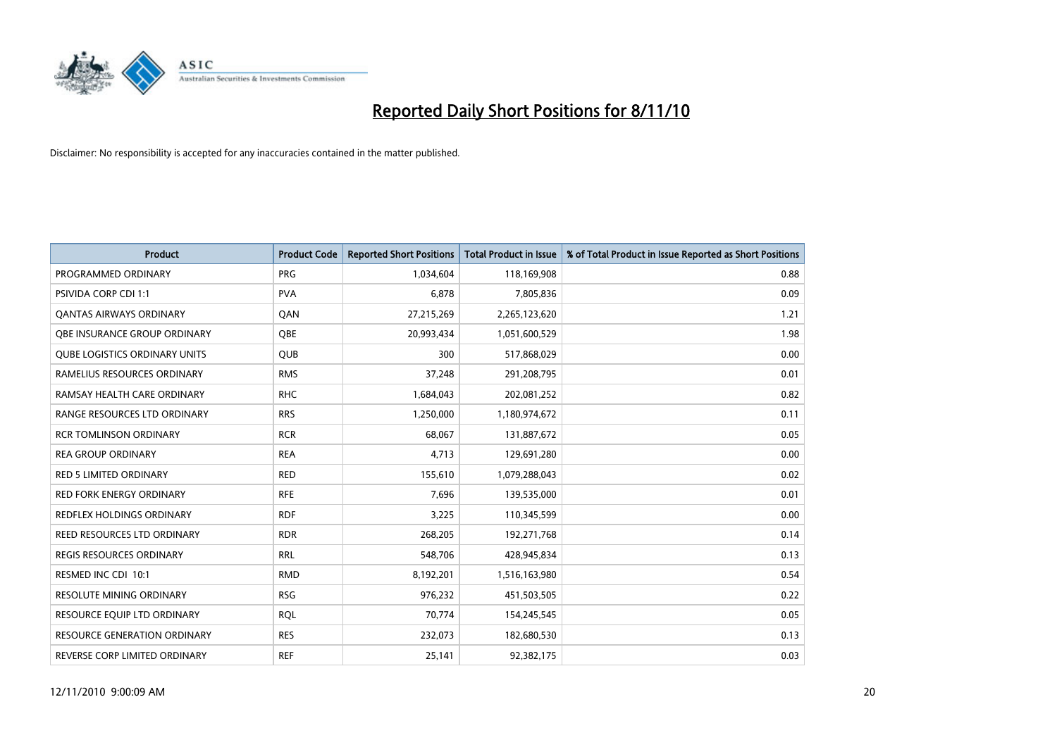# Reported Daily Short Positions for 8/11/10

Disclaimer: No responsibility is accepted for any inaccuracies contained in the matter published.

| Product | Product Code | Reported Short Positions | Total Product in Issue | % of Total Product in Issue Reported as Short Positions |
|---|---|---|---|---|
| PROGRAMMED ORDINARY | PRG | 1,034,604 | 118,169,908 | 0.88 |
| PSIVIDA CORP CDI 1:1 | PVA | 6,878 | 7,805,836 | 0.09 |
| QANTAS AIRWAYS ORDINARY | QAN | 27,215,269 | 2,265,123,620 | 1.21 |
| QBE INSURANCE GROUP ORDINARY | QBE | 20,993,434 | 1,051,600,529 | 1.98 |
| QUBE LOGISTICS ORDINARY UNITS | QUB | 300 | 517,868,029 | 0.00 |
| RAMELIUS RESOURCES ORDINARY | RMS | 37,248 | 291,208,795 | 0.01 |
| RAMSAY HEALTH CARE ORDINARY | RHC | 1,684,043 | 202,081,252 | 0.82 |
| RANGE RESOURCES LTD ORDINARY | RRS | 1,250,000 | 1,180,974,672 | 0.11 |
| RCR TOMLINSON ORDINARY | RCR | 68,067 | 131,887,672 | 0.05 |
| REA GROUP ORDINARY | REA | 4,713 | 129,691,280 | 0.00 |
| RED 5 LIMITED ORDINARY | RED | 155,610 | 1,079,288,043 | 0.02 |
| RED FORK ENERGY ORDINARY | RFE | 7,696 | 139,535,000 | 0.01 |
| REDFLEX HOLDINGS ORDINARY | RDF | 3,225 | 110,345,599 | 0.00 |
| REED RESOURCES LTD ORDINARY | RDR | 268,205 | 192,271,768 | 0.14 |
| REGIS RESOURCES ORDINARY | RRL | 548,706 | 428,945,834 | 0.13 |
| RESMED INC CDI 10:1 | RMD | 8,192,201 | 1,516,163,980 | 0.54 |
| RESOLUTE MINING ORDINARY | RSG | 976,232 | 451,503,505 | 0.22 |
| RESOURCE EQUIP LTD ORDINARY | RQL | 70,774 | 154,245,545 | 0.05 |
| RESOURCE GENERATION ORDINARY | RES | 232,073 | 182,680,530 | 0.13 |
| REVERSE CORP LIMITED ORDINARY | REF | 25,141 | 92,382,175 | 0.03 |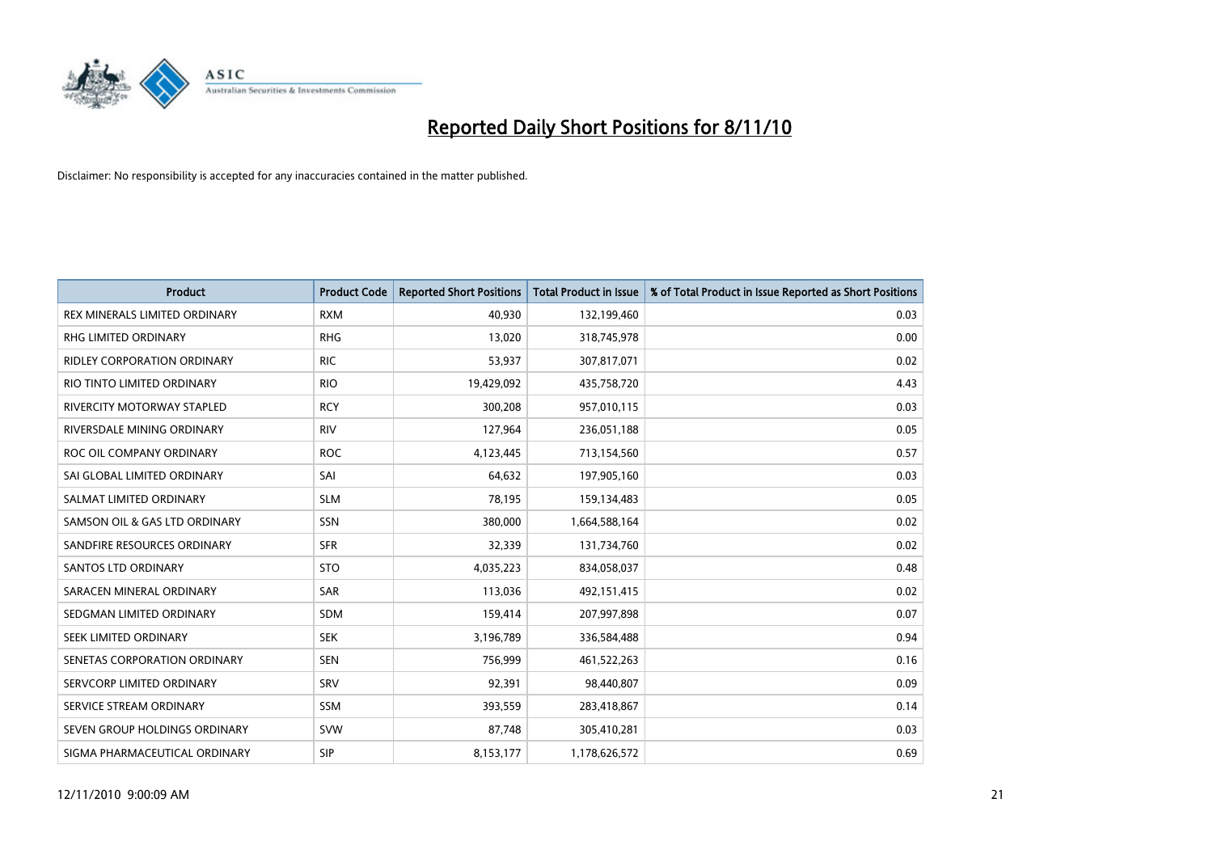# Reported Daily Short Positions for 8/11/10

Disclaimer: No responsibility is accepted for any inaccuracies contained in the matter published.

| Product | Product Code | Reported Short Positions | Total Product in Issue | % of Total Product in Issue Reported as Short Positions |
|---|---|---|---|---|
| REX MINERALS LIMITED ORDINARY | RXM | 40,930 | 132,199,460 | 0.03 |
| RHG LIMITED ORDINARY | RHG | 13,020 | 318,745,978 | 0.00 |
| RIDLEY CORPORATION ORDINARY | RIC | 53,937 | 307,817,071 | 0.02 |
| RIO TINTO LIMITED ORDINARY | RIO | 19,429,092 | 435,758,720 | 4.43 |
| RIVERCITY MOTORWAY STAPLED | RCY | 300,208 | 957,010,115 | 0.03 |
| RIVERSDALE MINING ORDINARY | RIV | 127,964 | 236,051,188 | 0.05 |
| ROC OIL COMPANY ORDINARY | ROC | 4,123,445 | 713,154,560 | 0.57 |
| SAI GLOBAL LIMITED ORDINARY | SAI | 64,632 | 197,905,160 | 0.03 |
| SALMAT LIMITED ORDINARY | SLM | 78,195 | 159,134,483 | 0.05 |
| SAMSON OIL & GAS LTD ORDINARY | SSN | 380,000 | 1,664,588,164 | 0.02 |
| SANDFIRE RESOURCES ORDINARY | SFR | 32,339 | 131,734,760 | 0.02 |
| SANTOS LTD ORDINARY | STO | 4,035,223 | 834,058,037 | 0.48 |
| SARACEN MINERAL ORDINARY | SAR | 113,036 | 492,151,415 | 0.02 |
| SEDGMAN LIMITED ORDINARY | SDM | 159,414 | 207,997,898 | 0.07 |
| SEEK LIMITED ORDINARY | SEK | 3,196,789 | 336,584,488 | 0.94 |
| SENETAS CORPORATION ORDINARY | SEN | 756,999 | 461,522,263 | 0.16 |
| SERVCORP LIMITED ORDINARY | SRV | 92,391 | 98,440,807 | 0.09 |
| SERVICE STREAM ORDINARY | SSM | 393,559 | 283,418,867 | 0.14 |
| SEVEN GROUP HOLDINGS ORDINARY | SVW | 87,748 | 305,410,281 | 0.03 |
| SIGMA PHARMACEUTICAL ORDINARY | SIP | 8,153,177 | 1,178,626,572 | 0.69 |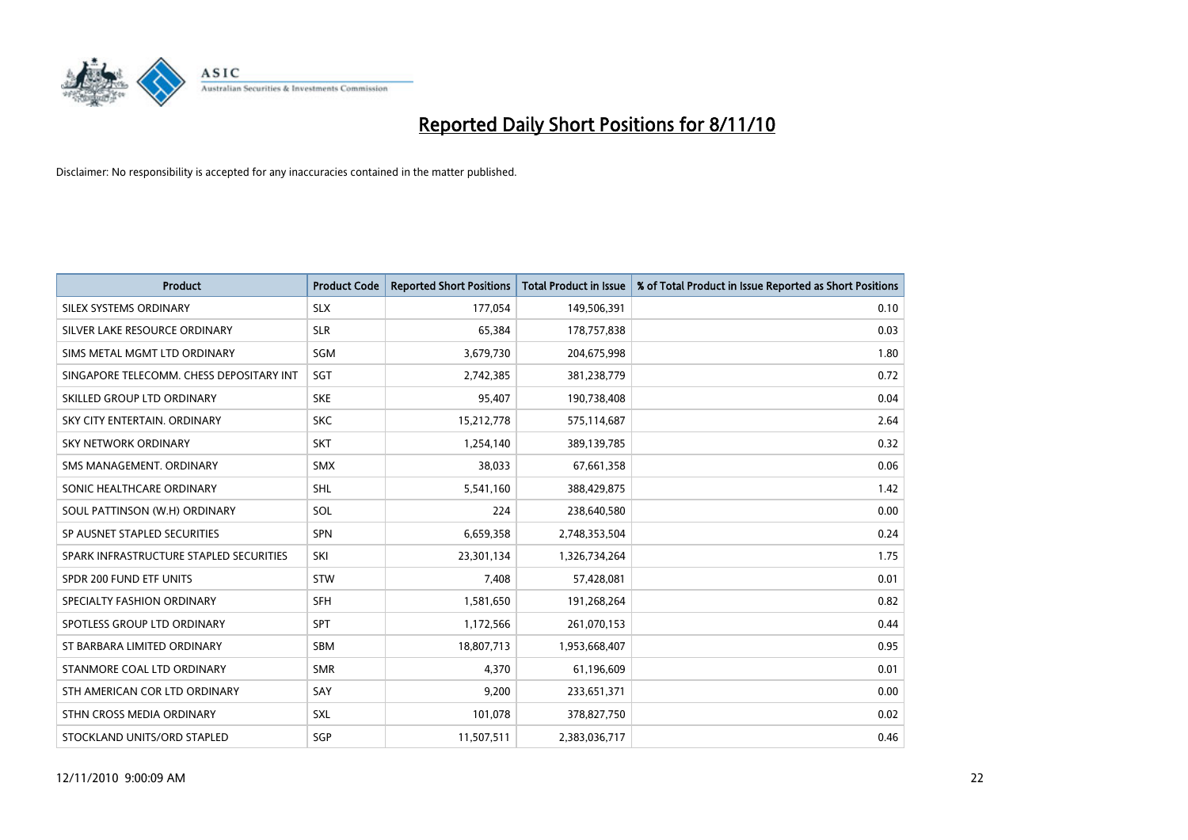# Reported Daily Short Positions for 8/11/10

Disclaimer: No responsibility is accepted for any inaccuracies contained in the matter published.

| Product | Product Code | Reported Short Positions | Total Product in Issue | % of Total Product in Issue Reported as Short Positions |
|---|---|---|---|---|
| SILEX SYSTEMS ORDINARY | SLX | 177,054 | 149,506,391 | 0.10 |
| SILVER LAKE RESOURCE ORDINARY | SLR | 65,384 | 178,757,838 | 0.03 |
| SIMS METAL MGMT LTD ORDINARY | SGM | 3,679,730 | 204,675,998 | 1.80 |
| SINGAPORE TELECOMM. CHESS DEPOSITARY INT | SGT | 2,742,385 | 381,238,779 | 0.72 |
| SKILLED GROUP LTD ORDINARY | SKE | 95,407 | 190,738,408 | 0.04 |
| SKY CITY ENTERTAIN. ORDINARY | SKC | 15,212,778 | 575,114,687 | 2.64 |
| SKY NETWORK ORDINARY | SKT | 1,254,140 | 389,139,785 | 0.32 |
| SMS MANAGEMENT. ORDINARY | SMX | 38,033 | 67,661,358 | 0.06 |
| SONIC HEALTHCARE ORDINARY | SHL | 5,541,160 | 388,429,875 | 1.42 |
| SOUL PATTINSON (W.H) ORDINARY | SOL | 224 | 238,640,580 | 0.00 |
| SP AUSNET STAPLED SECURITIES | SPN | 6,659,358 | 2,748,353,504 | 0.24 |
| SPARK INFRASTRUCTURE STAPLED SECURITIES | SKI | 23,301,134 | 1,326,734,264 | 1.75 |
| SPDR 200 FUND ETF UNITS | STW | 7,408 | 57,428,081 | 0.01 |
| SPECIALTY FASHION ORDINARY | SFH | 1,581,650 | 191,268,264 | 0.82 |
| SPOTLESS GROUP LTD ORDINARY | SPT | 1,172,566 | 261,070,153 | 0.44 |
| ST BARBARA LIMITED ORDINARY | SBM | 18,807,713 | 1,953,668,407 | 0.95 |
| STANMORE COAL LTD ORDINARY | SMR | 4,370 | 61,196,609 | 0.01 |
| STH AMERICAN COR LTD ORDINARY | SAY | 9,200 | 233,651,371 | 0.00 |
| STHN CROSS MEDIA ORDINARY | SXL | 101,078 | 378,827,750 | 0.02 |
| STOCKLAND UNITS/ORD STAPLED | SGP | 11,507,511 | 2,383,036,717 | 0.46 |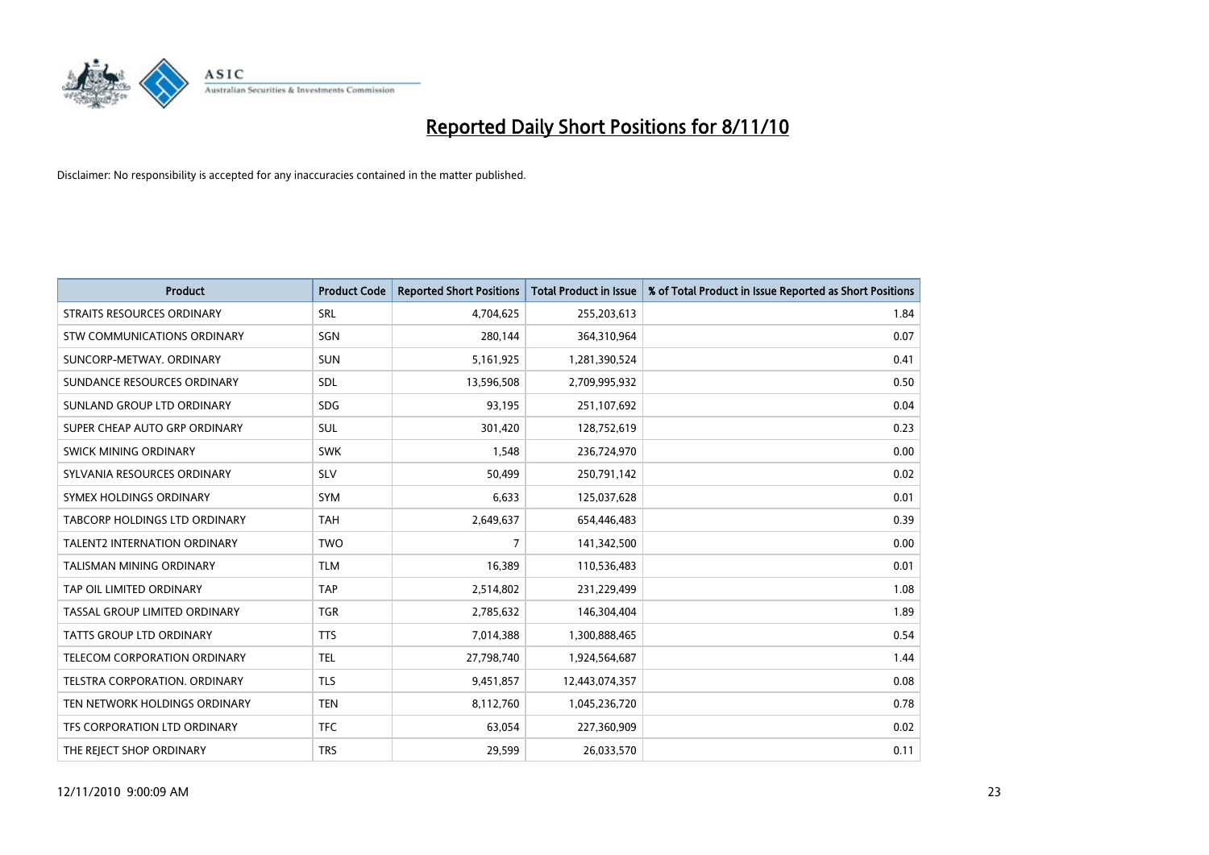# Reported Daily Short Positions for 8/11/10

Disclaimer: No responsibility is accepted for any inaccuracies contained in the matter published.

| Product | Product Code | Reported Short Positions | Total Product in Issue | % of Total Product in Issue Reported as Short Positions |
|---|---|---|---|---|
| STRAITS RESOURCES ORDINARY | SRL | 4,704,625 | 255,203,613 | 1.84 |
| STW COMMUNICATIONS ORDINARY | SGN | 280,144 | 364,310,964 | 0.07 |
| SUNCORP-METWAY. ORDINARY | SUN | 5,161,925 | 1,281,390,524 | 0.41 |
| SUNDANCE RESOURCES ORDINARY | SDL | 13,596,508 | 2,709,995,932 | 0.50 |
| SUNLAND GROUP LTD ORDINARY | SDG | 93,195 | 251,107,692 | 0.04 |
| SUPER CHEAP AUTO GRP ORDINARY | SUL | 301,420 | 128,752,619 | 0.23 |
| SWICK MINING ORDINARY | SWK | 1,548 | 236,724,970 | 0.00 |
| SYLVANIA RESOURCES ORDINARY | SLV | 50,499 | 250,791,142 | 0.02 |
| SYMEX HOLDINGS ORDINARY | SYM | 6,633 | 125,037,628 | 0.01 |
| TABCORP HOLDINGS LTD ORDINARY | TAH | 2,649,637 | 654,446,483 | 0.39 |
| TALENT2 INTERNATION ORDINARY | TWO | 7 | 141,342,500 | 0.00 |
| TALISMAN MINING ORDINARY | TLM | 16,389 | 110,536,483 | 0.01 |
| TAP OIL LIMITED ORDINARY | TAP | 2,514,802 | 231,229,499 | 1.08 |
| TASSAL GROUP LIMITED ORDINARY | TGR | 2,785,632 | 146,304,404 | 1.89 |
| TATTS GROUP LTD ORDINARY | TTS | 7,014,388 | 1,300,888,465 | 0.54 |
| TELECOM CORPORATION ORDINARY | TEL | 27,798,740 | 1,924,564,687 | 1.44 |
| TELSTRA CORPORATION. ORDINARY | TLS | 9,451,857 | 12,443,074,357 | 0.08 |
| TEN NETWORK HOLDINGS ORDINARY | TEN | 8,112,760 | 1,045,236,720 | 0.78 |
| TFS CORPORATION LTD ORDINARY | TFC | 63,054 | 227,360,909 | 0.02 |
| THE REJECT SHOP ORDINARY | TRS | 29,599 | 26,033,570 | 0.11 |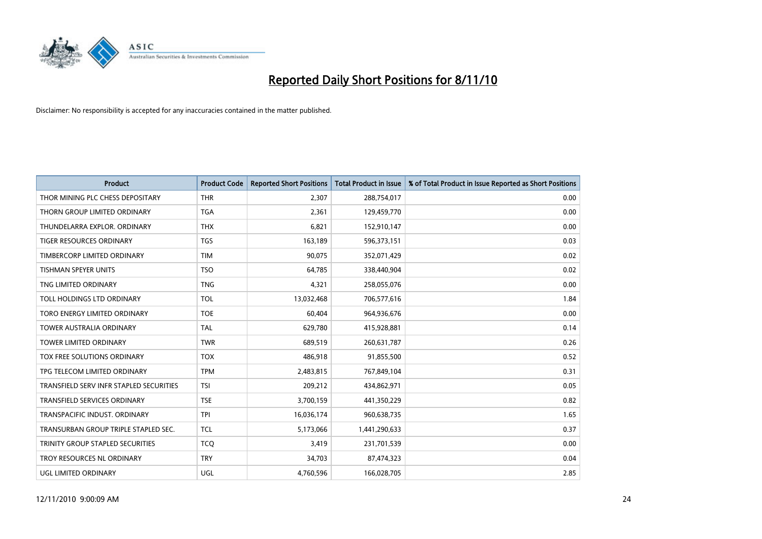# Reported Daily Short Positions for 8/11/10

Disclaimer: No responsibility is accepted for any inaccuracies contained in the matter published.

| Product | Product Code | Reported Short Positions | Total Product in Issue | % of Total Product in Issue Reported as Short Positions |
|---|---|---|---|---|
| THOR MINING PLC CHESS DEPOSITARY | THR | 2,307 | 288,754,017 | 0.00 |
| THORN GROUP LIMITED ORDINARY | TGA | 2,361 | 129,459,770 | 0.00 |
| THUNDELARRA EXPLOR. ORDINARY | THX | 6,821 | 152,910,147 | 0.00 |
| TIGER RESOURCES ORDINARY | TGS | 163,189 | 596,373,151 | 0.03 |
| TIMBERCORP LIMITED ORDINARY | TIM | 90,075 | 352,071,429 | 0.02 |
| TISHMAN SPEYER UNITS | TSO | 64,785 | 338,440,904 | 0.02 |
| TNG LIMITED ORDINARY | TNG | 4,321 | 258,055,076 | 0.00 |
| TOLL HOLDINGS LTD ORDINARY | TOL | 13,032,468 | 706,577,616 | 1.84 |
| TORO ENERGY LIMITED ORDINARY | TOE | 60,404 | 964,936,676 | 0.00 |
| TOWER AUSTRALIA ORDINARY | TAL | 629,780 | 415,928,881 | 0.14 |
| TOWER LIMITED ORDINARY | TWR | 689,519 | 260,631,787 | 0.26 |
| TOX FREE SOLUTIONS ORDINARY | TOX | 486,918 | 91,855,500 | 0.52 |
| TPG TELECOM LIMITED ORDINARY | TPM | 2,483,815 | 767,849,104 | 0.31 |
| TRANSFIELD SERV INFR STAPLED SECURITIES | TSI | 209,212 | 434,862,971 | 0.05 |
| TRANSFIELD SERVICES ORDINARY | TSE | 3,700,159 | 441,350,229 | 0.82 |
| TRANSPACIFIC INDUST. ORDINARY | TPI | 16,036,174 | 960,638,735 | 1.65 |
| TRANSURBAN GROUP TRIPLE STAPLED SEC. | TCL | 5,173,066 | 1,441,290,633 | 0.37 |
| TRINITY GROUP STAPLED SECURITIES | TCQ | 3,419 | 231,701,539 | 0.00 |
| TROY RESOURCES NL ORDINARY | TRY | 34,703 | 87,474,323 | 0.04 |
| UGL LIMITED ORDINARY | UGL | 4,760,596 | 166,028,705 | 2.85 |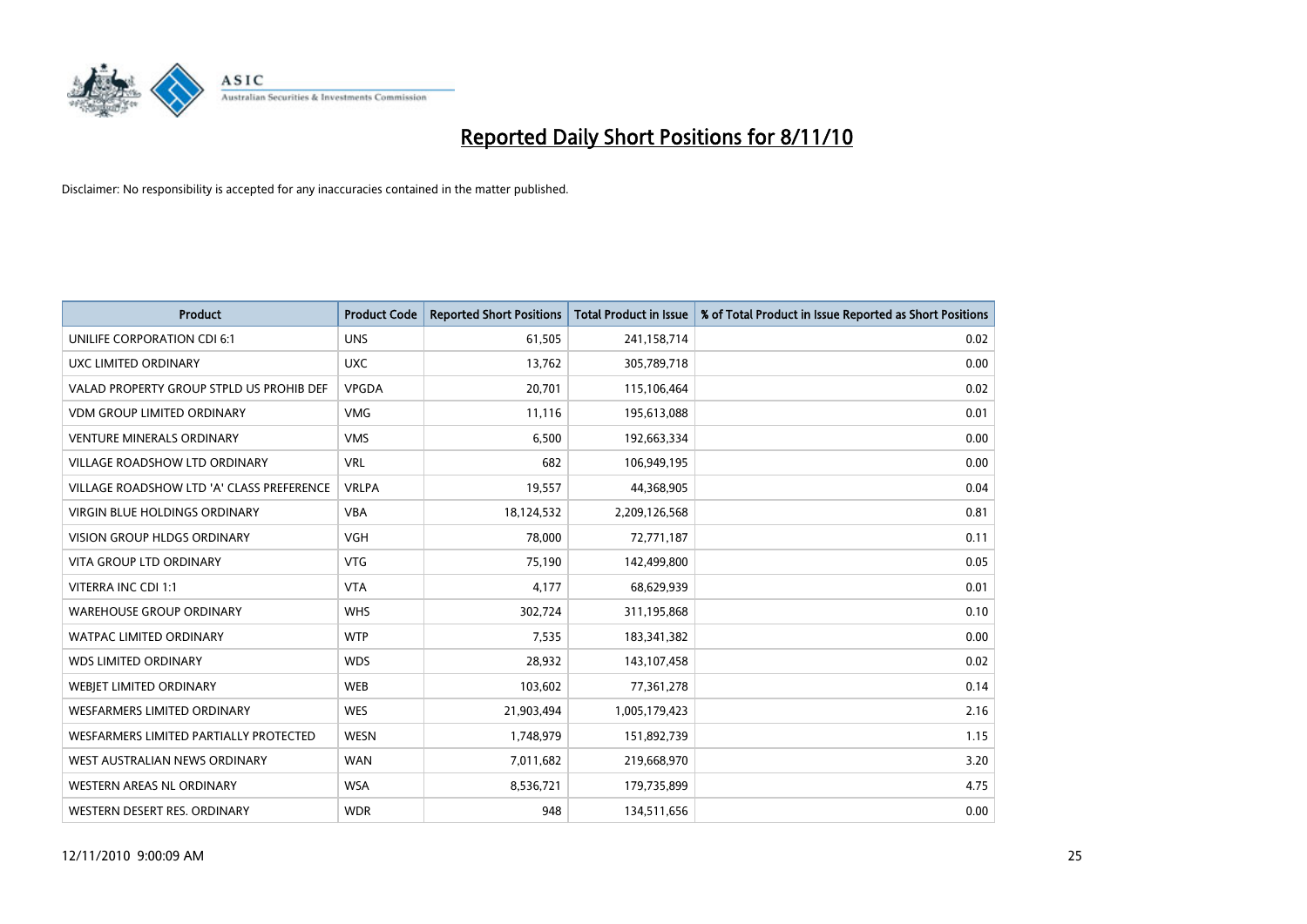# Reported Daily Short Positions for 8/11/10

Disclaimer: No responsibility is accepted for any inaccuracies contained in the matter published.

| Product | Product Code | Reported Short Positions | Total Product in Issue | % of Total Product in Issue Reported as Short Positions |
|---|---|---|---|---|
| UNILIFE CORPORATION CDI 6:1 | UNS | 61,505 | 241,158,714 | 0.02 |
| UXC LIMITED ORDINARY | UXC | 13,762 | 305,789,718 | 0.00 |
| VALAD PROPERTY GROUP STPLD US PROHIB DEF | VPGDA | 20,701 | 115,106,464 | 0.02 |
| VDM GROUP LIMITED ORDINARY | VMG | 11,116 | 195,613,088 | 0.01 |
| VENTURE MINERALS ORDINARY | VMS | 6,500 | 192,663,334 | 0.00 |
| VILLAGE ROADSHOW LTD ORDINARY | VRL | 682 | 106,949,195 | 0.00 |
| VILLAGE ROADSHOW LTD 'A' CLASS PREFERENCE | VRLPA | 19,557 | 44,368,905 | 0.04 |
| VIRGIN BLUE HOLDINGS ORDINARY | VBA | 18,124,532 | 2,209,126,568 | 0.81 |
| VISION GROUP HLDGS ORDINARY | VGH | 78,000 | 72,771,187 | 0.11 |
| VITA GROUP LTD ORDINARY | VTG | 75,190 | 142,499,800 | 0.05 |
| VITERRA INC CDI 1:1 | VTA | 4,177 | 68,629,939 | 0.01 |
| WAREHOUSE GROUP ORDINARY | WHS | 302,724 | 311,195,868 | 0.10 |
| WATPAC LIMITED ORDINARY | WTP | 7,535 | 183,341,382 | 0.00 |
| WDS LIMITED ORDINARY | WDS | 28,932 | 143,107,458 | 0.02 |
| WEBJET LIMITED ORDINARY | WEB | 103,602 | 77,361,278 | 0.14 |
| WESFARMERS LIMITED ORDINARY | WES | 21,903,494 | 1,005,179,423 | 2.16 |
| WESFARMERS LIMITED PARTIALLY PROTECTED | WESN | 1,748,979 | 151,892,739 | 1.15 |
| WEST AUSTRALIAN NEWS ORDINARY | WAN | 7,011,682 | 219,668,970 | 3.20 |
| WESTERN AREAS NL ORDINARY | WSA | 8,536,721 | 179,735,899 | 4.75 |
| WESTERN DESERT RES. ORDINARY | WDR | 948 | 134,511,656 | 0.00 |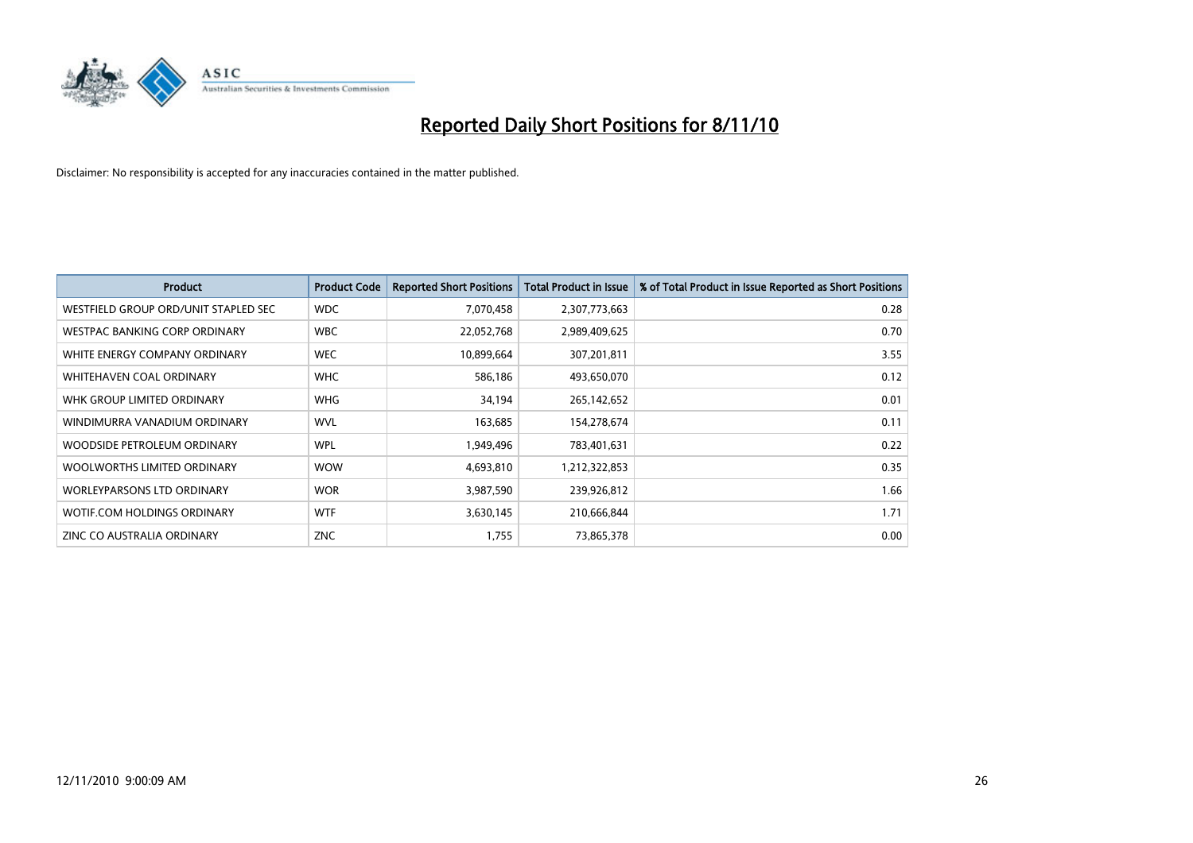# Reported Daily Short Positions for 8/11/10

Disclaimer: No responsibility is accepted for any inaccuracies contained in the matter published.

| Product | Product Code | Reported Short Positions | Total Product in Issue | % of Total Product in Issue Reported as Short Positions |
|---|---|---|---|---|
| WESTFIELD GROUP ORD/UNIT STAPLED SEC | WDC | 7,070,458 | 2,307,773,663 | 0.28 |
| WESTPAC BANKING CORP ORDINARY | WBC | 22,052,768 | 2,989,409,625 | 0.70 |
| WHITE ENERGY COMPANY ORDINARY | WEC | 10,899,664 | 307,201,811 | 3.55 |
| WHITEHAVEN COAL ORDINARY | WHC | 586,186 | 493,650,070 | 0.12 |
| WHK GROUP LIMITED ORDINARY | WHG | 34,194 | 265,142,652 | 0.01 |
| WINDIMURRA VANADIUM ORDINARY | WVL | 163,685 | 154,278,674 | 0.11 |
| WOODSIDE PETROLEUM ORDINARY | WPL | 1,949,496 | 783,401,631 | 0.22 |
| WOOLWORTHS LIMITED ORDINARY | WOW | 4,693,810 | 1,212,322,853 | 0.35 |
| WORLEYPARSONS LTD ORDINARY | WOR | 3,987,590 | 239,926,812 | 1.66 |
| WOTIF.COM HOLDINGS ORDINARY | WTF | 3,630,145 | 210,666,844 | 1.71 |
| ZINC CO AUSTRALIA ORDINARY | ZNC | 1,755 | 73,865,378 | 0.00 |

12/11/2010 9:00:09 AM